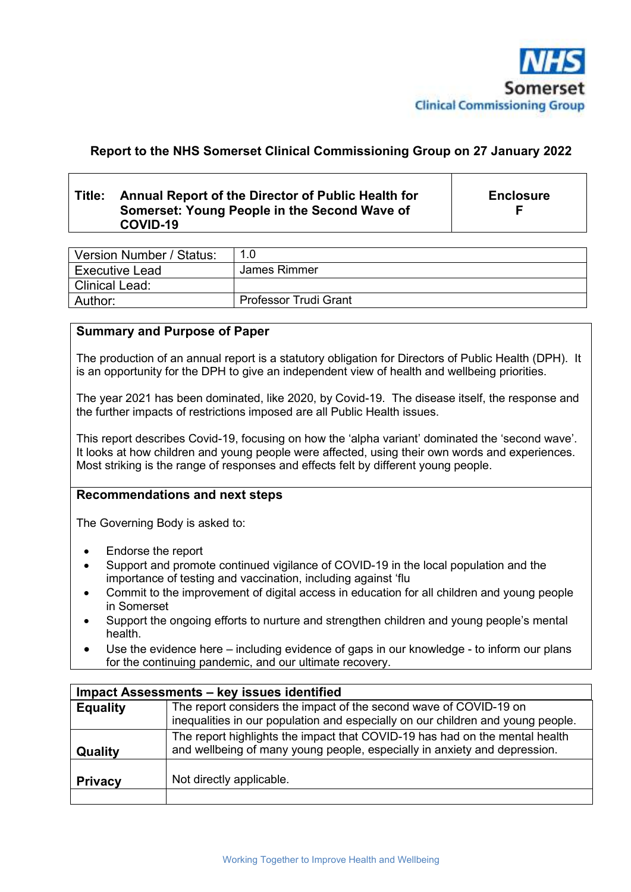NHS Somerset Clinical Commissioning Group

**Report to the NHS Somerset Clinical Commissioning Group on 27 January 2022**

| **Title: Annual Report of the Director of Public Health for Somerset: Young People in the Second Wave of COVID-19** | **Enclosure F** |
|---|---|

| | |
|---|---|
| Version Number / Status: | 1.0 |
| Executive Lead | James Rimmer |
| Clinical Lead: | |
| Author: | Professor Trudi Grant |

## Summary and Purpose of Paper

The production of an annual report is a statutory obligation for Directors of Public Health (DPH). It is an opportunity for the DPH to give an independent view of health and wellbeing priorities.

The year 2021 has been dominated, like 2020, by Covid-19. The disease itself, the response and the further impacts of restrictions imposed are all Public Health issues.

This report describes Covid-19, focusing on how the 'alpha variant' dominated the 'second wave'. It looks at how children and young people were affected, using their own words and experiences. Most striking is the range of responses and effects felt by different young people.

## Recommendations and next steps

The Governing Body is asked to:

- Endorse the report
- Support and promote continued vigilance of COVID-19 in the local population and the importance of testing and vaccination, including against 'flu
- Commit to the improvement of digital access in education for all children and young people in Somerset
- Support the ongoing efforts to nurture and strengthen children and young people's mental health.
- Use the evidence here – including evidence of gaps in our knowledge - to inform our plans for the continuing pandemic, and our ultimate recovery.

| **Impact Assessments – key issues identified** | |
|---|---|
| **Equality** | The report considers the impact of the second wave of COVID-19 on inequalities in our population and especially on our children and young people. |
| **Quality** | The report highlights the impact that COVID-19 has had on the mental health and wellbeing of many young people, especially in anxiety and depression. |
| **Privacy** | Not directly applicable. |
| | |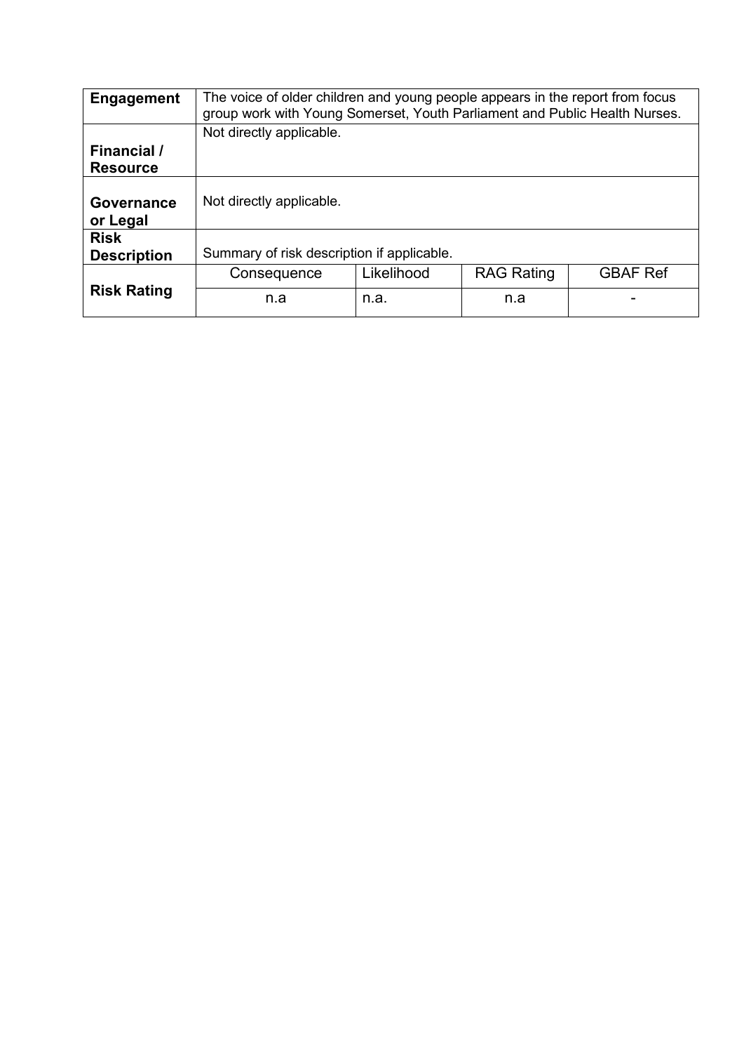| **Engagement** | The voice of older children and young people appears in the report from focus group work with Young Somerset, Youth Parliament and Public Health Nurses. | | | |
|---|---|---|---|---|
| **Financial / Resource** | Not directly applicable. | | | |
| **Governance or Legal** | Not directly applicable. | | | |
| **Risk Description** | Summary of risk description if applicable. | | | |
| **Risk Rating** | Consequence | Likelihood | RAG Rating | GBAF Ref |
| | n.a | n.a. | n.a | - |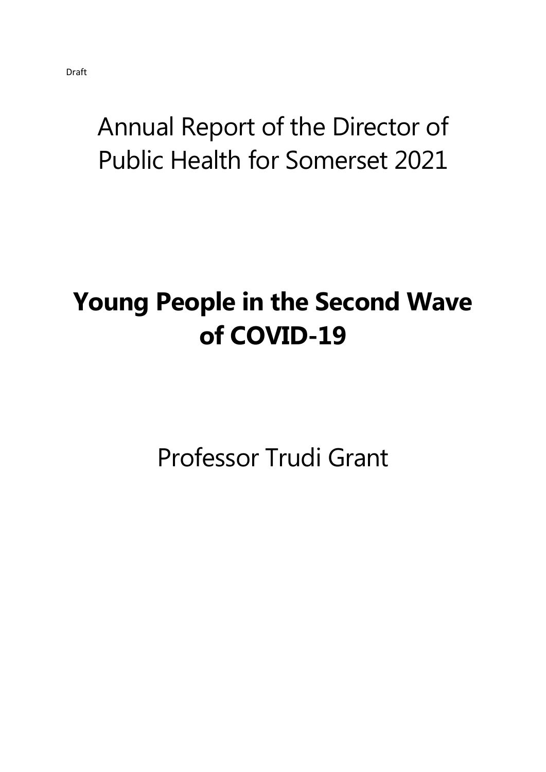Draft

# Annual Report of the Director of Public Health for Somerset 2021

# **Young People in the Second Wave of COVID-19**

Professor Trudi Grant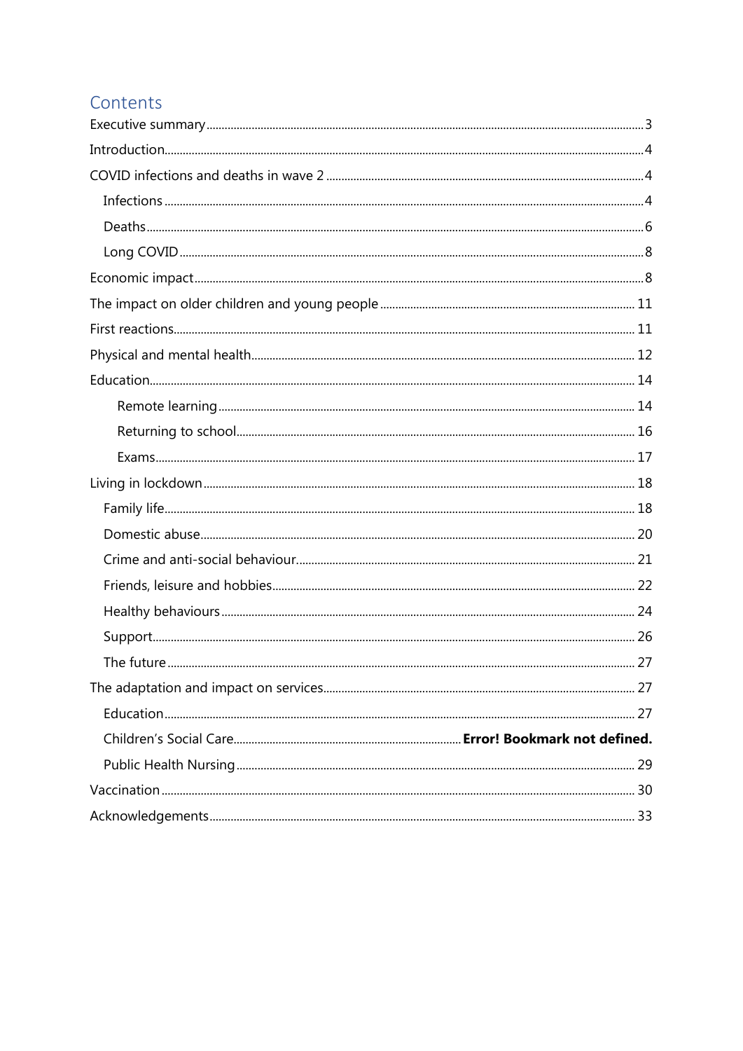## Contents

- Executive summary ... 3
- Introduction ... 4
- COVID infections and deaths in wave 2 ... 4
  - Infections ... 4
  - Deaths ... 6
  - Long COVID ... 8
- Economic impact ... 8
- The impact on older children and young people ... 11
- First reactions ... 11
- Physical and mental health ... 12
- Education ... 14
    - Remote learning ... 14
    - Returning to school ... 16
    - Exams ... 17
- Living in lockdown ... 18
  - Family life ... 18
  - Domestic abuse ... 20
  - Crime and anti-social behaviour ... 21
  - Friends, leisure and hobbies ... 22
  - Healthy behaviours ... 24
  - Support ... 26
  - The future ... 27
- The adaptation and impact on services ... 27
  - Education ... 27
  - Children's Social Care ... **Error! Bookmark not defined.**
  - Public Health Nursing ... 29
- Vaccination ... 30
- Acknowledgements ... 33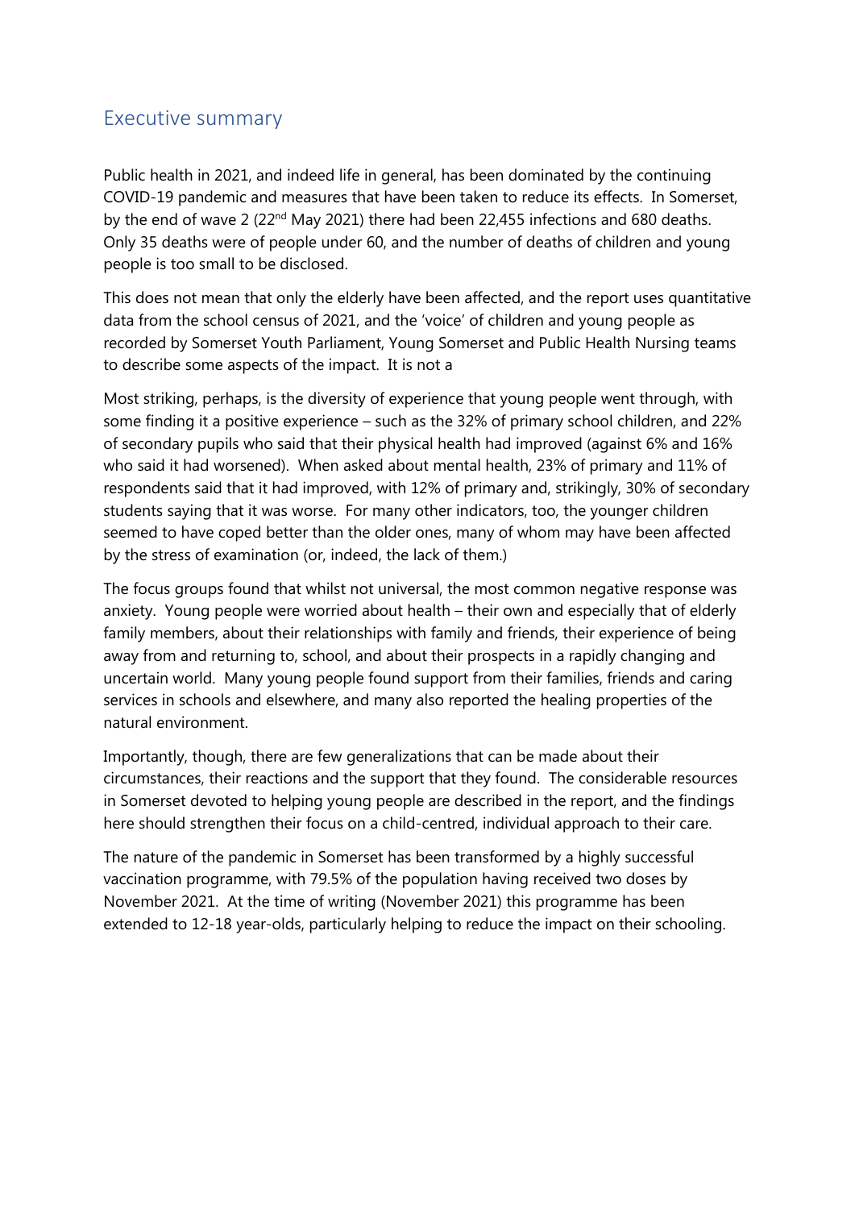## Executive summary

Public health in 2021, and indeed life in general, has been dominated by the continuing COVID-19 pandemic and measures that have been taken to reduce its effects. In Somerset, by the end of wave 2 (22nd May 2021) there had been 22,455 infections and 680 deaths. Only 35 deaths were of people under 60, and the number of deaths of children and young people is too small to be disclosed.

This does not mean that only the elderly have been affected, and the report uses quantitative data from the school census of 2021, and the 'voice' of children and young people as recorded by Somerset Youth Parliament, Young Somerset and Public Health Nursing teams to describe some aspects of the impact. It is not a

Most striking, perhaps, is the diversity of experience that young people went through, with some finding it a positive experience – such as the 32% of primary school children, and 22% of secondary pupils who said that their physical health had improved (against 6% and 16% who said it had worsened). When asked about mental health, 23% of primary and 11% of respondents said that it had improved, with 12% of primary and, strikingly, 30% of secondary students saying that it was worse. For many other indicators, too, the younger children seemed to have coped better than the older ones, many of whom may have been affected by the stress of examination (or, indeed, the lack of them.)

The focus groups found that whilst not universal, the most common negative response was anxiety. Young people were worried about health – their own and especially that of elderly family members, about their relationships with family and friends, their experience of being away from and returning to, school, and about their prospects in a rapidly changing and uncertain world. Many young people found support from their families, friends and caring services in schools and elsewhere, and many also reported the healing properties of the natural environment.

Importantly, though, there are few generalizations that can be made about their circumstances, their reactions and the support that they found. The considerable resources in Somerset devoted to helping young people are described in the report, and the findings here should strengthen their focus on a child-centred, individual approach to their care.

The nature of the pandemic in Somerset has been transformed by a highly successful vaccination programme, with 79.5% of the population having received two doses by November 2021. At the time of writing (November 2021) this programme has been extended to 12-18 year-olds, particularly helping to reduce the impact on their schooling.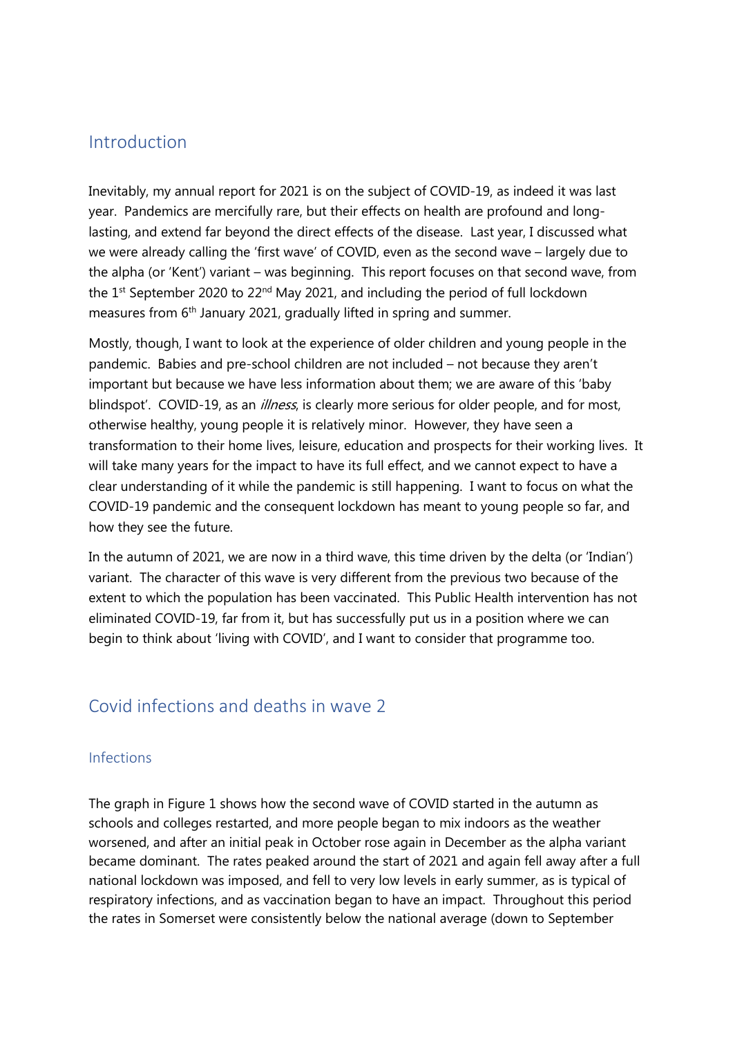## Introduction

Inevitably, my annual report for 2021 is on the subject of COVID-19, as indeed it was last year. Pandemics are mercifully rare, but their effects on health are profound and long-lasting, and extend far beyond the direct effects of the disease. Last year, I discussed what we were already calling the 'first wave' of COVID, even as the second wave – largely due to the alpha (or 'Kent') variant – was beginning. This report focuses on that second wave, from the 1st September 2020 to 22nd May 2021, and including the period of full lockdown measures from 6th January 2021, gradually lifted in spring and summer.

Mostly, though, I want to look at the experience of older children and young people in the pandemic. Babies and pre-school children are not included – not because they aren't important but because we have less information about them; we are aware of this 'baby blindspot'. COVID-19, as an *illness*, is clearly more serious for older people, and for most, otherwise healthy, young people it is relatively minor. However, they have seen a transformation to their home lives, leisure, education and prospects for their working lives. It will take many years for the impact to have its full effect, and we cannot expect to have a clear understanding of it while the pandemic is still happening. I want to focus on what the COVID-19 pandemic and the consequent lockdown has meant to young people so far, and how they see the future.

In the autumn of 2021, we are now in a third wave, this time driven by the delta (or 'Indian') variant. The character of this wave is very different from the previous two because of the extent to which the population has been vaccinated. This Public Health intervention has not eliminated COVID-19, far from it, but has successfully put us in a position where we can begin to think about 'living with COVID', and I want to consider that programme too.

## Covid infections and deaths in wave 2

### Infections

The graph in Figure 1 shows how the second wave of COVID started in the autumn as schools and colleges restarted, and more people began to mix indoors as the weather worsened, and after an initial peak in October rose again in December as the alpha variant became dominant. The rates peaked around the start of 2021 and again fell away after a full national lockdown was imposed, and fell to very low levels in early summer, as is typical of respiratory infections, and as vaccination began to have an impact. Throughout this period the rates in Somerset were consistently below the national average (down to September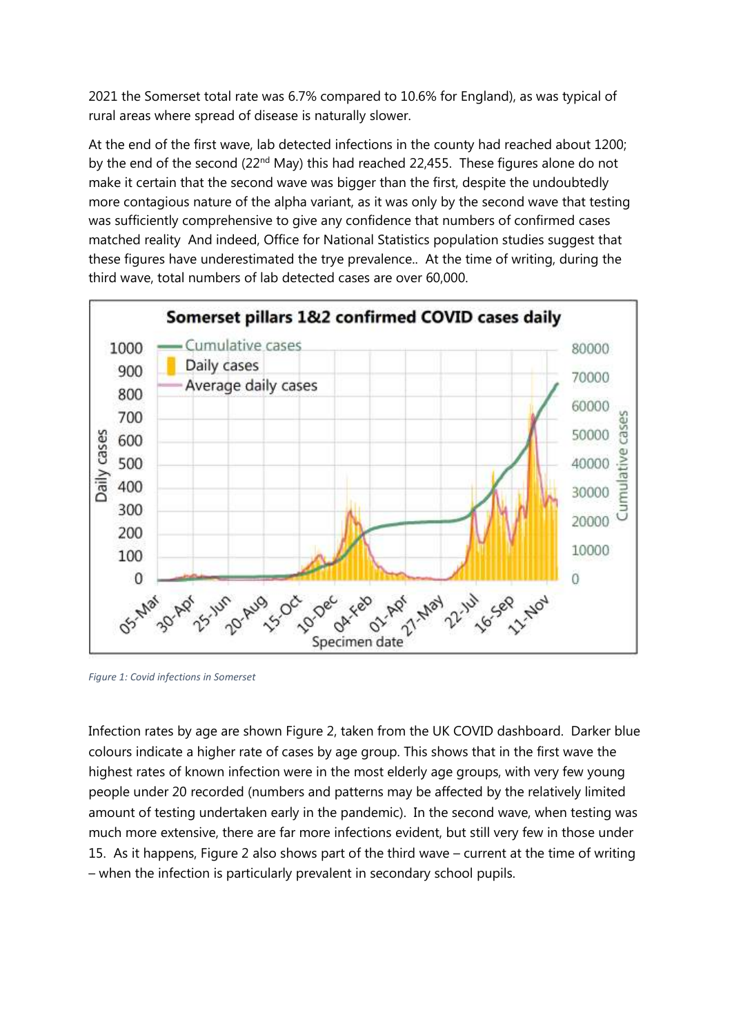2021 the Somerset total rate was 6.7% compared to 10.6% for England), as was typical of rural areas where spread of disease is naturally slower.

At the end of the first wave, lab detected infections in the county had reached about 1200; by the end of the second (22nd May) this had reached 22,455. These figures alone do not make it certain that the second wave was bigger than the first, despite the undoubtedly more contagious nature of the alpha variant, as it was only by the second wave that testing was sufficiently comprehensive to give any confidence that numbers of confirmed cases matched reality And indeed, Office for National Statistics population studies suggest that these figures have underestimated the trye prevalence.. At the time of writing, during the third wave, total numbers of lab detected cases are over 60,000.

*Figure 1: Covid infections in Somerset*

Infection rates by age are shown Figure 2, taken from the UK COVID dashboard. Darker blue colours indicate a higher rate of cases by age group. This shows that in the first wave the highest rates of known infection were in the most elderly age groups, with very few young people under 20 recorded (numbers and patterns may be affected by the relatively limited amount of testing undertaken early in the pandemic). In the second wave, when testing was much more extensive, there are far more infections evident, but still very few in those under 15. As it happens, Figure 2 also shows part of the third wave – current at the time of writing – when the infection is particularly prevalent in secondary school pupils.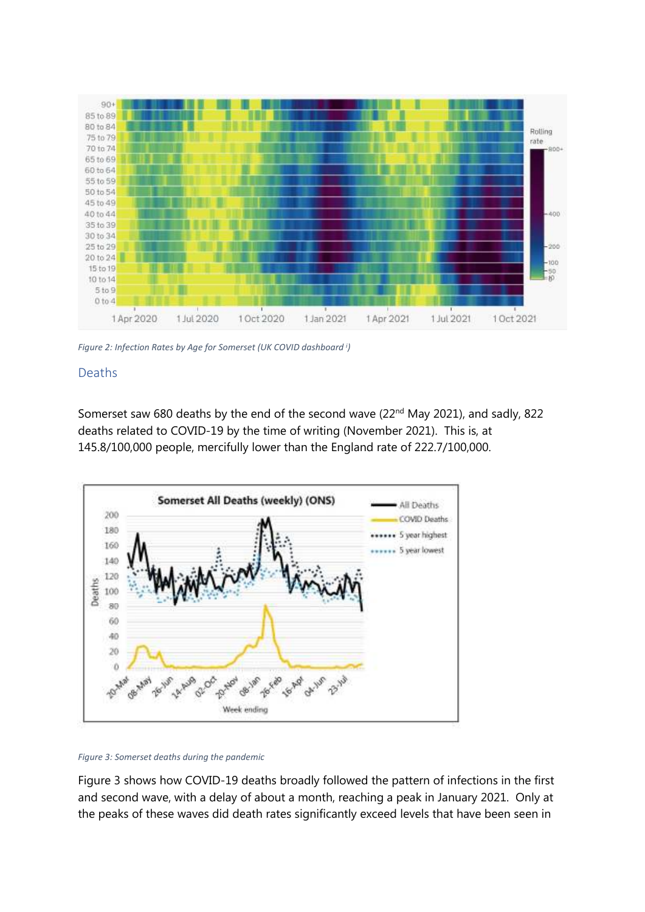*Figure 2: Infection Rates by Age for Somerset (UK COVID dashboard [i])*

## Deaths

Somerset saw 680 deaths by the end of the second wave (22nd May 2021), and sadly, 822 deaths related to COVID-19 by the time of writing (November 2021). This is, at 145.8/100,000 people, mercifully lower than the England rate of 222.7/100,000.

*Figure 3: Somerset deaths during the pandemic*

Figure 3 shows how COVID-19 deaths broadly followed the pattern of infections in the first and second wave, with a delay of about a month, reaching a peak in January 2021. Only at the peaks of these waves did death rates significantly exceed levels that have been seen in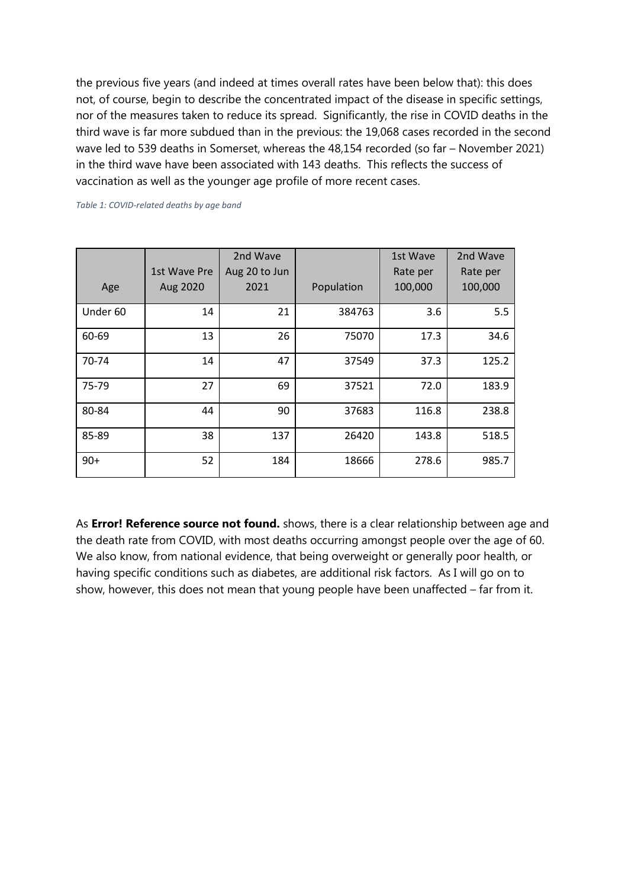the previous five years (and indeed at times overall rates have been below that): this does not, of course, begin to describe the concentrated impact of the disease in specific settings, nor of the measures taken to reduce its spread. Significantly, the rise in COVID deaths in the third wave is far more subdued than in the previous: the 19,068 cases recorded in the second wave led to 539 deaths in Somerset, whereas the 48,154 recorded (so far – November 2021) in the third wave have been associated with 143 deaths. This reflects the success of vaccination as well as the younger age profile of more recent cases.

*Table 1: COVID-related deaths by age band*

| Age | 1st Wave Pre Aug 2020 | 2nd Wave Aug 20 to Jun 2021 | Population | 1st Wave Rate per 100,000 | 2nd Wave Rate per 100,000 |
|---|---|---|---|---|---|
| Under 60 | 14 | 21 | 384763 | 3.6 | 5.5 |
| 60-69 | 13 | 26 | 75070 | 17.3 | 34.6 |
| 70-74 | 14 | 47 | 37549 | 37.3 | 125.2 |
| 75-79 | 27 | 69 | 37521 | 72.0 | 183.9 |
| 80-84 | 44 | 90 | 37683 | 116.8 | 238.8 |
| 85-89 | 38 | 137 | 26420 | 143.8 | 518.5 |
| 90+ | 52 | 184 | 18666 | 278.6 | 985.7 |

As **Error! Reference source not found.** shows, there is a clear relationship between age and the death rate from COVID, with most deaths occurring amongst people over the age of 60. We also know, from national evidence, that being overweight or generally poor health, or having specific conditions such as diabetes, are additional risk factors. As I will go on to show, however, this does not mean that young people have been unaffected – far from it.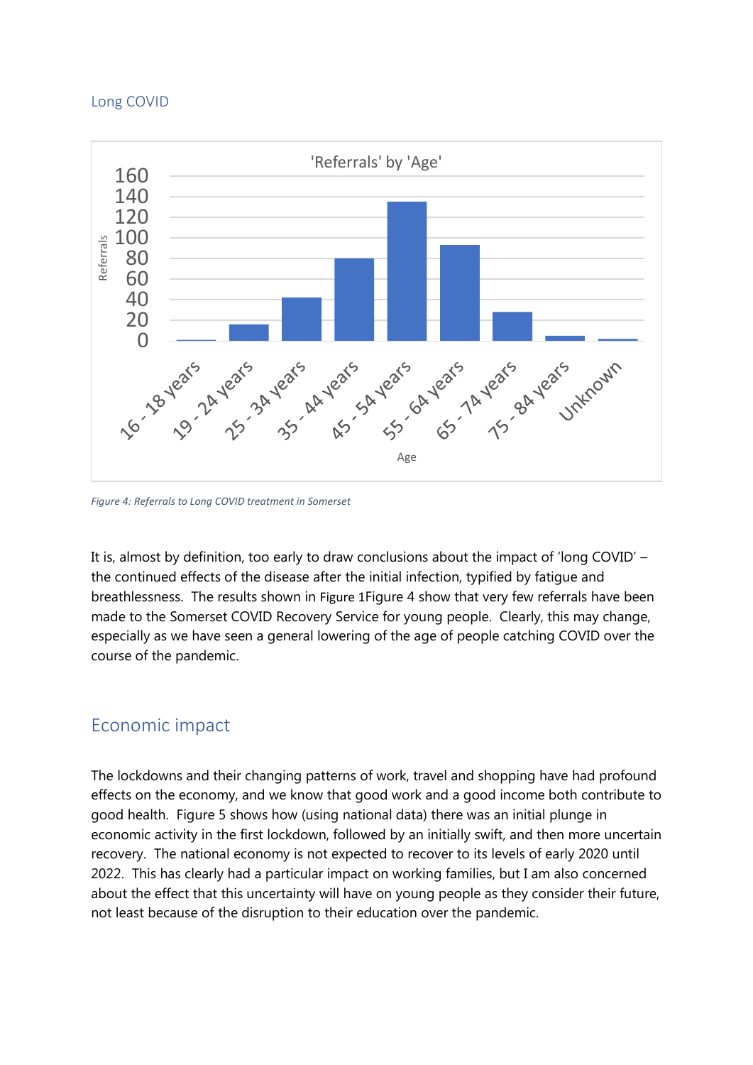### Long COVID

'Referrals' by 'Age'

| Age | Referrals |
|---|---|
| 16 - 18 years | 1 |
| 19 - 24 years | 16 |
| 25 - 34 years | 42 |
| 35 - 44 years | 80 |
| 45 - 54 years | 135 |
| 55 - 64 years | 93 |
| 65 - 74 years | 28 |
| 75 - 84 years | 5 |
| Unknown | 2 |

*Figure 4: Referrals to Long COVID treatment in Somerset*

It is, almost by definition, too early to draw conclusions about the impact of 'long COVID' – the continued effects of the disease after the initial infection, typified by fatigue and breathlessness. The results shown in Figure 1Figure 4 show that very few referrals have been made to the Somerset COVID Recovery Service for young people. Clearly, this may change, especially as we have seen a general lowering of the age of people catching COVID over the course of the pandemic.

## Economic impact

The lockdowns and their changing patterns of work, travel and shopping have had profound effects on the economy, and we know that good work and a good income both contribute to good health. Figure 5 shows how (using national data) there was an initial plunge in economic activity in the first lockdown, followed by an initially swift, and then more uncertain recovery. The national economy is not expected to recover to its levels of early 2020 until 2022. This has clearly had a particular impact on working families, but I am also concerned about the effect that this uncertainty will have on young people as they consider their future, not least because of the disruption to their education over the pandemic.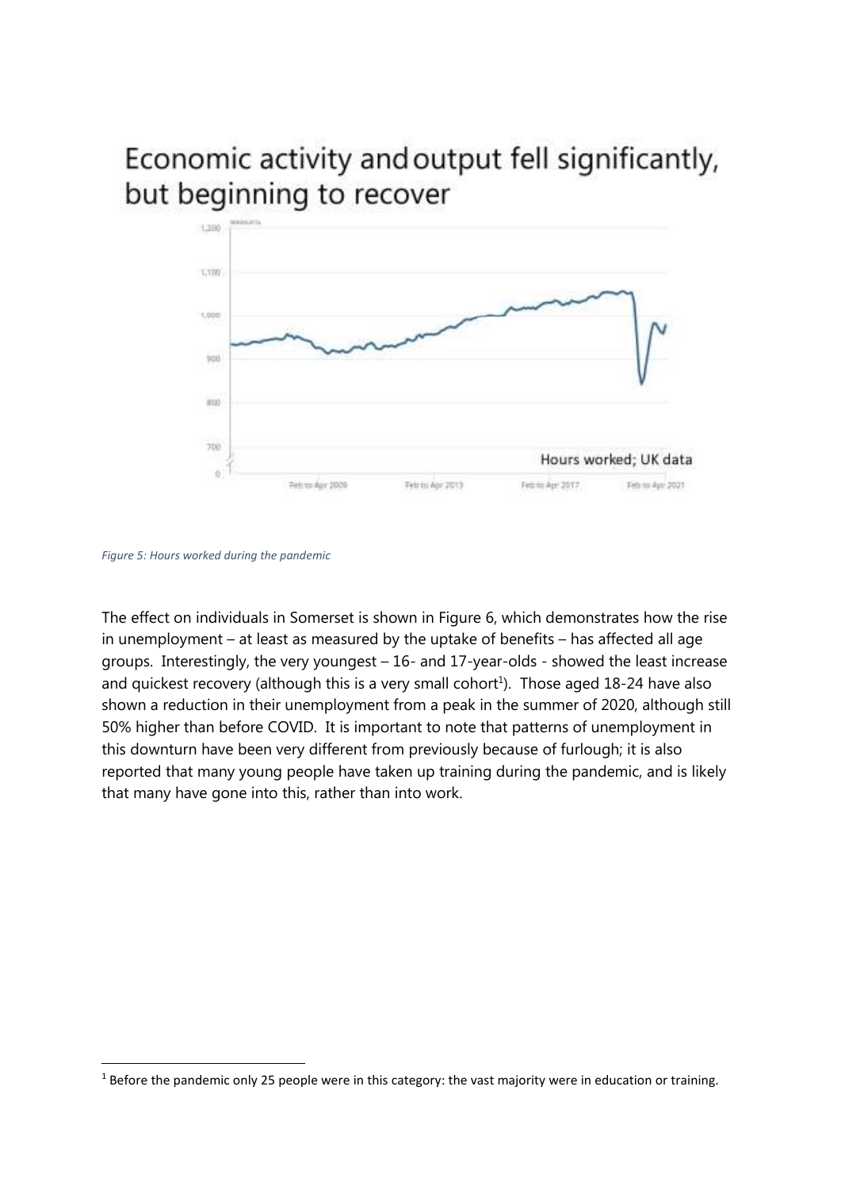# Economic activity and output fell significantly, but beginning to recover

*Figure 5: Hours worked during the pandemic*

The effect on individuals in Somerset is shown in Figure 6, which demonstrates how the rise in unemployment – at least as measured by the uptake of benefits – has affected all age groups. Interestingly, the very youngest – 16- and 17-year-olds - showed the least increase and quickest recovery (although this is a very small cohort[1]). Those aged 18-24 have also shown a reduction in their unemployment from a peak in the summer of 2020, although still 50% higher than before COVID. It is important to note that patterns of unemployment in this downturn have been very different from previously because of furlough; it is also reported that many young people have taken up training during the pandemic, and is likely that many have gone into this, rather than into work.

[1] Before the pandemic only 25 people were in this category: the vast majority were in education or training.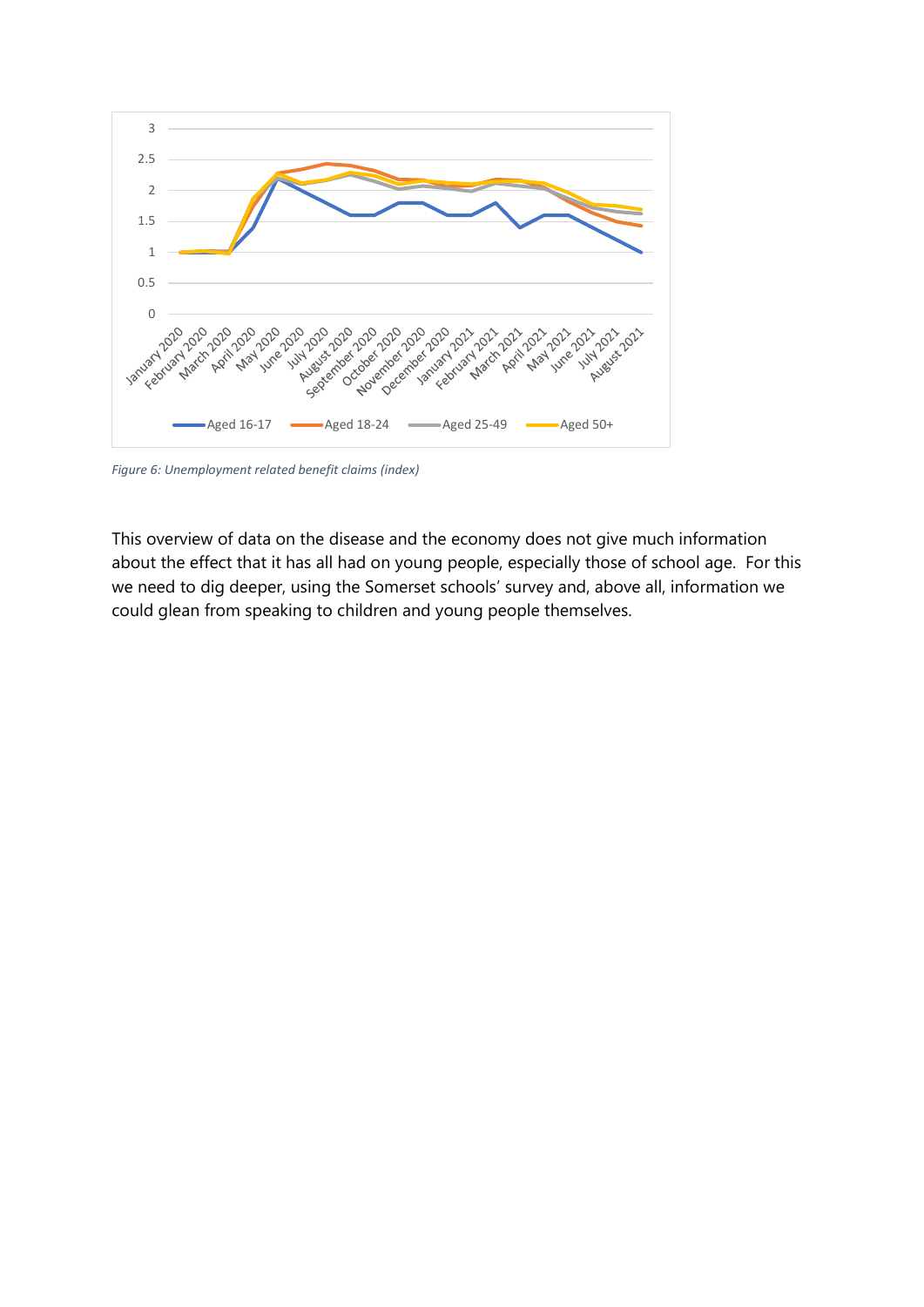*Figure 6: Unemployment related benefit claims (index)*

This overview of data on the disease and the economy does not give much information about the effect that it has all had on young people, especially those of school age. For this we need to dig deeper, using the Somerset schools' survey and, above all, information we could glean from speaking to children and young people themselves.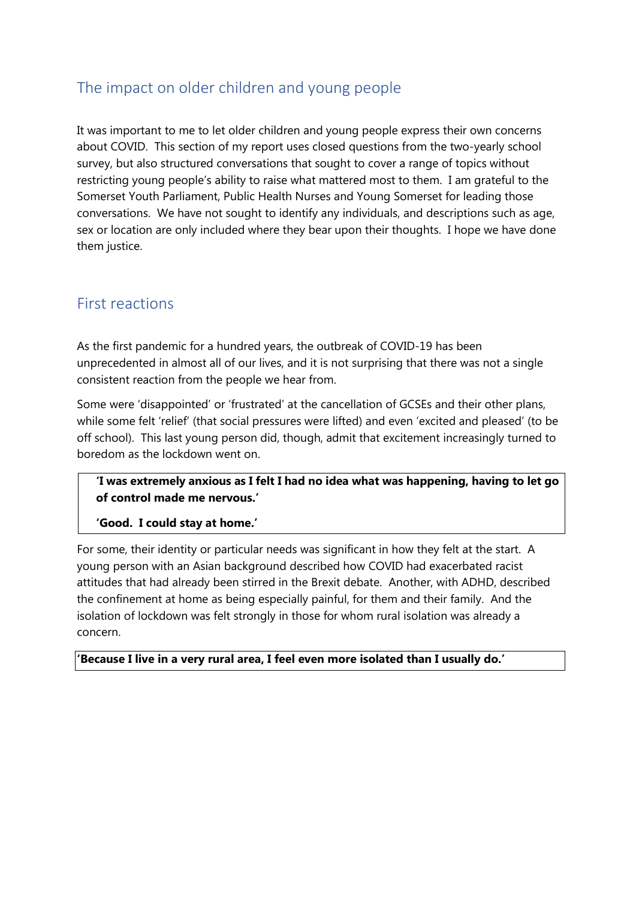## The impact on older children and young people

It was important to me to let older children and young people express their own concerns about COVID. This section of my report uses closed questions from the two-yearly school survey, but also structured conversations that sought to cover a range of topics without restricting young people's ability to raise what mattered most to them. I am grateful to the Somerset Youth Parliament, Public Health Nurses and Young Somerset for leading those conversations. We have not sought to identify any individuals, and descriptions such as age, sex or location are only included where they bear upon their thoughts. I hope we have done them justice.

## First reactions

As the first pandemic for a hundred years, the outbreak of COVID-19 has been unprecedented in almost all of our lives, and it is not surprising that there was not a single consistent reaction from the people we hear from.

Some were 'disappointed' or 'frustrated' at the cancellation of GCSEs and their other plans, while some felt 'relief' (that social pressures were lifted) and even 'excited and pleased' (to be off school). This last young person did, though, admit that excitement increasingly turned to boredom as the lockdown went on.

> **'I was extremely anxious as I felt I had no idea what was happening, having to let go of control made me nervous.'**
>
> **'Good. I could stay at home.'**

For some, their identity or particular needs was significant in how they felt at the start. A young person with an Asian background described how COVID had exacerbated racist attitudes that had already been stirred in the Brexit debate. Another, with ADHD, described the confinement at home as being especially painful, for them and their family. And the isolation of lockdown was felt strongly in those for whom rural isolation was already a concern.

> **'Because I live in a very rural area, I feel even more isolated than I usually do.'**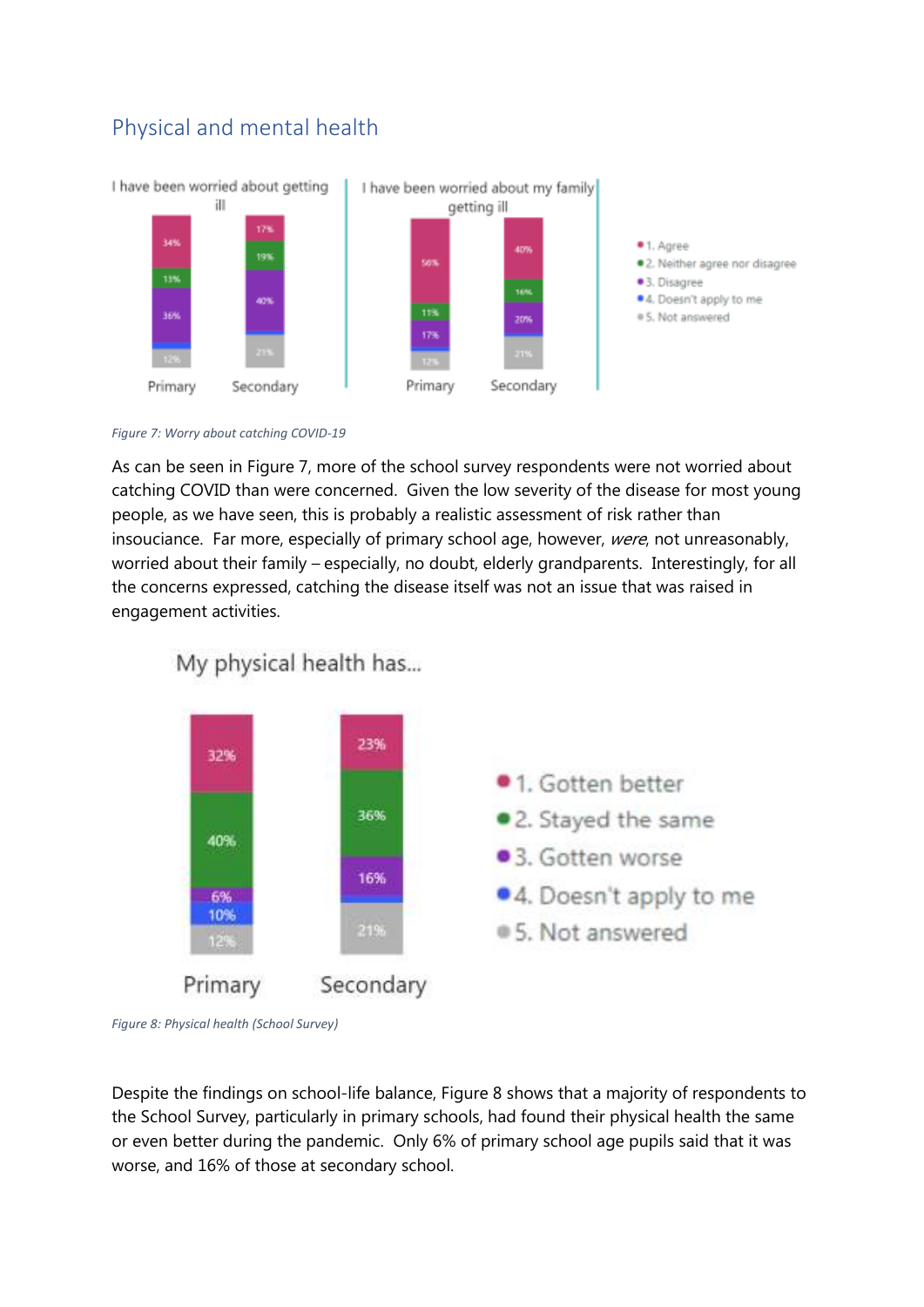## Physical and mental health

*Figure 7: Worry about catching COVID-19*

As can be seen in Figure 7, more of the school survey respondents were not worried about catching COVID than were concerned. Given the low severity of the disease for most young people, as we have seen, this is probably a realistic assessment of risk rather than insouciance. Far more, especially of primary school age, however, *were*, not unreasonably, worried about their family – especially, no doubt, elderly grandparents. Interestingly, for all the concerns expressed, catching the disease itself was not an issue that was raised in engagement activities.

*Figure 8: Physical health (School Survey)*

Despite the findings on school-life balance, Figure 8 shows that a majority of respondents to the School Survey, particularly in primary schools, had found their physical health the same or even better during the pandemic. Only 6% of primary school age pupils said that it was worse, and 16% of those at secondary school.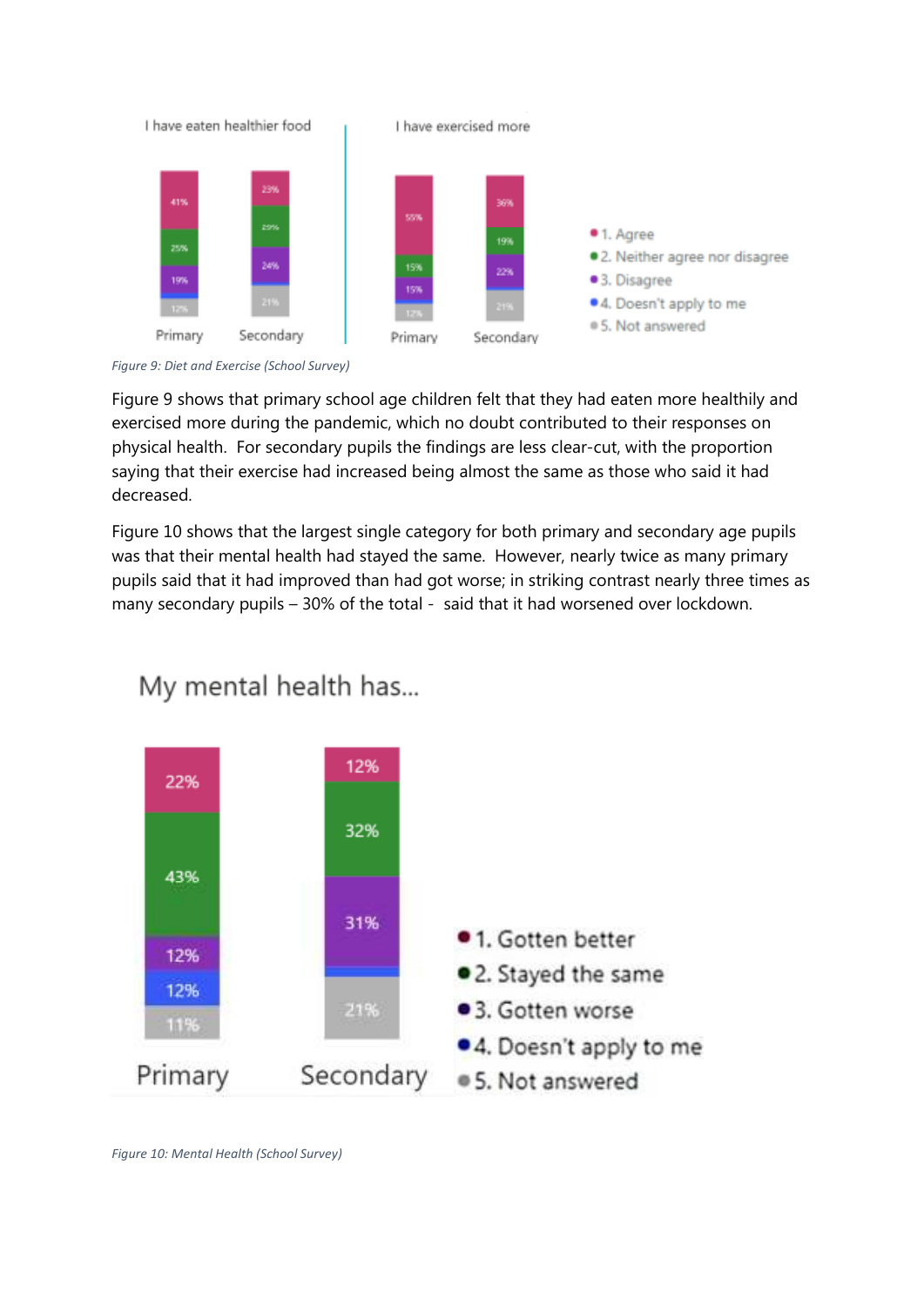I have eaten healthier food

| | Primary | Secondary |
|---|---|---|
| 1. Agree | 41% | 23% |
| 2. Neither agree nor disagree | 25% | 29% |
| 3. Disagree | 19% | 24% |
| 5. Not answered | 12% | 21% |

I have exercised more

| | Primary | Secondary |
|---|---|---|
| 1. Agree | 55% | 36% |
| 2. Neither agree nor disagree | 15% | 19% |
| 3. Disagree | 15% | 22% |
| 5. Not answered | 12% | 21% |

*Figure 9: Diet and Exercise (School Survey)*

Figure 9 shows that primary school age children felt that they had eaten more healthily and exercised more during the pandemic, which no doubt contributed to their responses on physical health. For secondary pupils the findings are less clear-cut, with the proportion saying that their exercise had increased being almost the same as those who said it had decreased.

Figure 10 shows that the largest single category for both primary and secondary age pupils was that their mental health had stayed the same. However, nearly twice as many primary pupils said that it had improved than had got worse; in striking contrast nearly three times as many secondary pupils – 30% of the total - said that it had worsened over lockdown.

My mental health has...

| | Primary | Secondary |
|---|---|---|
| 1. Gotten better | 22% | 12% |
| 2. Stayed the same | 43% | 32% |
| 3. Gotten worse | 12% | 31% |
| 4. Doesn't apply to me | 12% | |
| 5. Not answered | 11% | 21% |

*Figure 10: Mental Health (School Survey)*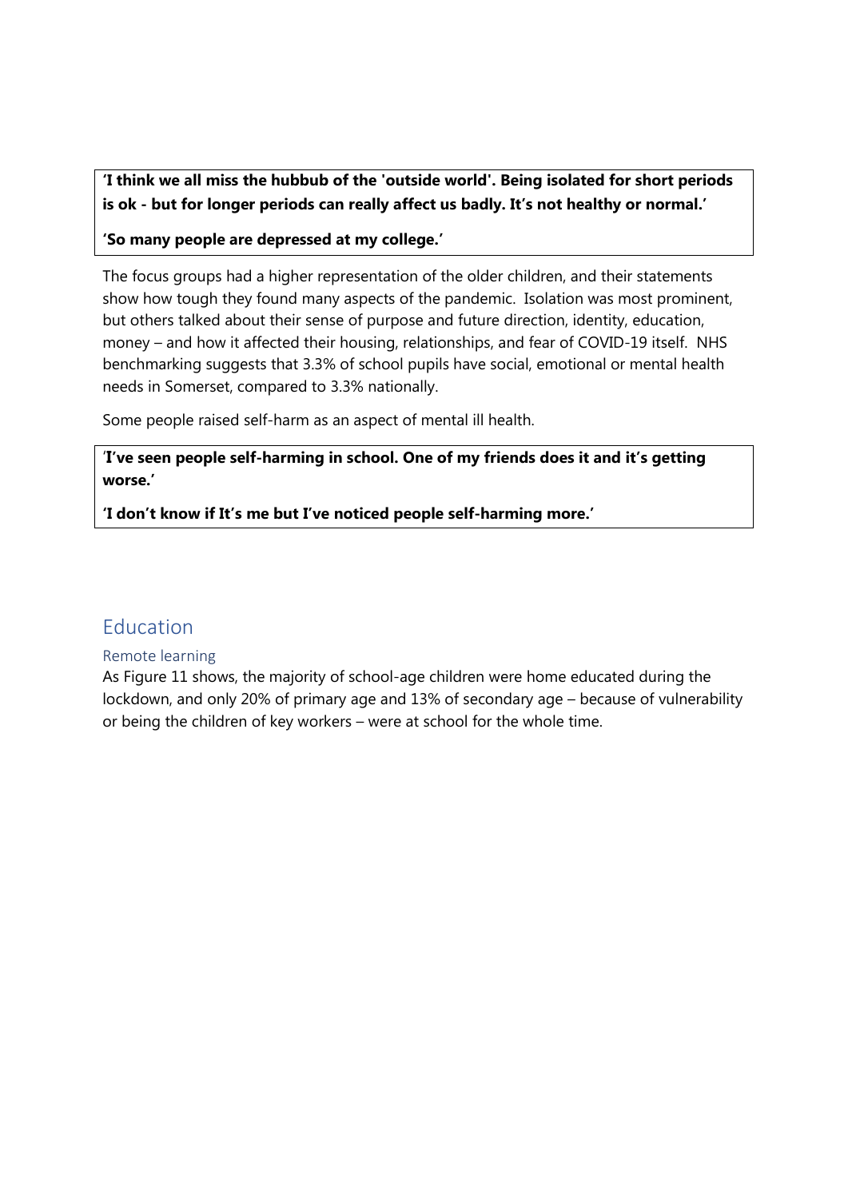**'I think we all miss the hubbub of the 'outside world'. Being isolated for short periods is ok - but for longer periods can really affect us badly. It's not healthy or normal.'**

**'So many people are depressed at my college.'**

The focus groups had a higher representation of the older children, and their statements show how tough they found many aspects of the pandemic. Isolation was most prominent, but others talked about their sense of purpose and future direction, identity, education, money – and how it affected their housing, relationships, and fear of COVID-19 itself. NHS benchmarking suggests that 3.3% of school pupils have social, emotional or mental health needs in Somerset, compared to 3.3% nationally.

Some people raised self-harm as an aspect of mental ill health.

**'I've seen people self-harming in school. One of my friends does it and it's getting worse.'**

**'I don't know if It's me but I've noticed people self-harming more.'**

## Education

### Remote learning

As Figure 11 shows, the majority of school-age children were home educated during the lockdown, and only 20% of primary age and 13% of secondary age – because of vulnerability or being the children of key workers – were at school for the whole time.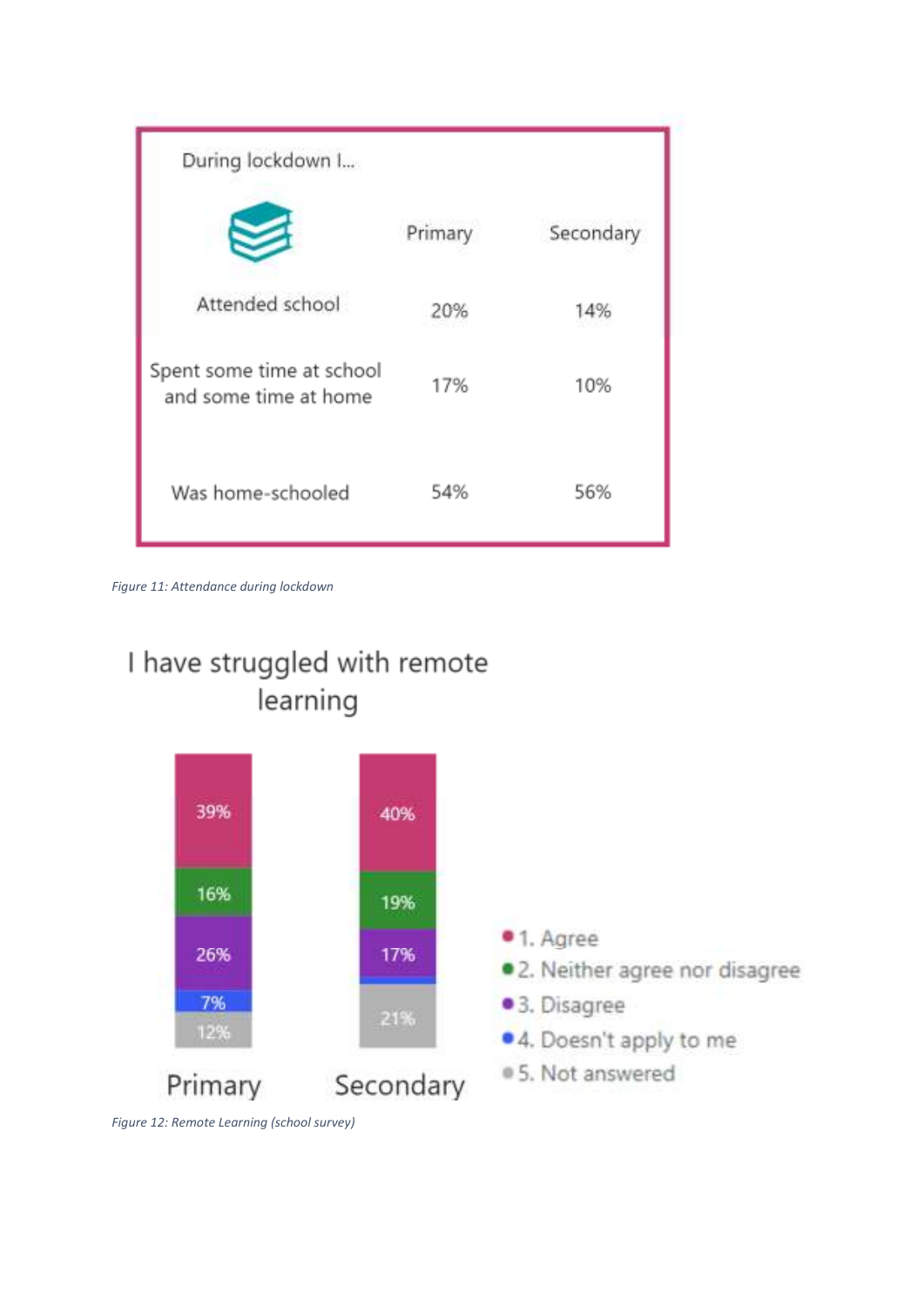During lockdown I...

| | Primary | Secondary |
|---|---|---|
| Attended school | 20% | 14% |
| Spent some time at school and some time at home | 17% | 10% |
| Was home-schooled | 54% | 56% |

*Figure 11: Attendance during lockdown*

I have struggled with remote learning

| | Primary | Secondary |
|---|---|---|
| 1. Agree | 39% | 40% |
| 2. Neither agree nor disagree | 16% | 19% |
| 3. Disagree | 26% | 17% |
| 4. Doesn't apply to me | 7% | |
| 5. Not answered | 12% | 21% |

*Figure 12: Remote Learning (school survey)*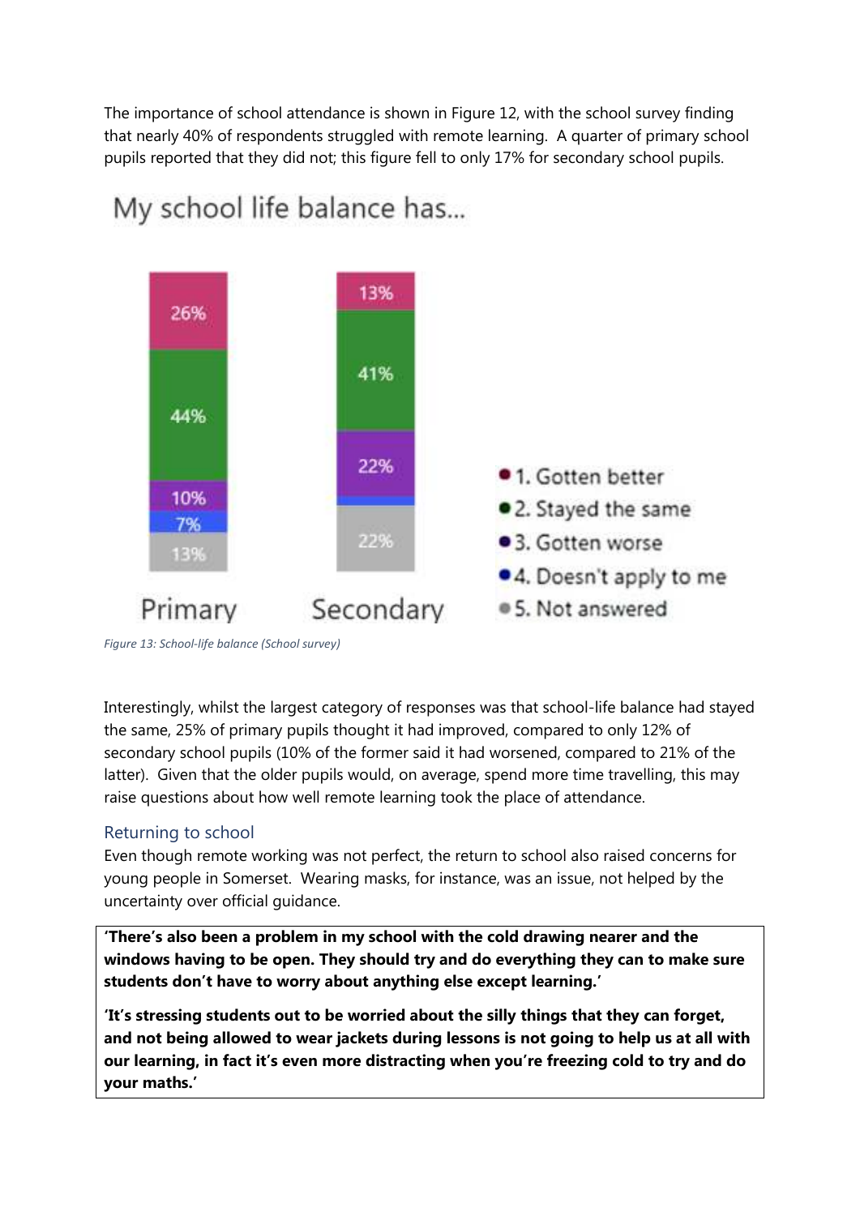The importance of school attendance is shown in Figure 12, with the school survey finding that nearly 40% of respondents struggled with remote learning. A quarter of primary school pupils reported that they did not; this figure fell to only 17% for secondary school pupils.

My school life balance has...

| | Primary | Secondary |
|---|---|---|
| 1. Gotten better | 26% | 13% |
| 2. Stayed the same | 44% | 41% |
| 3. Gotten worse | 10% | 22% |
| 4. Doesn't apply to me | 7% | |
| 5. Not answered | 13% | 22% |

*Figure 13: School-life balance (School survey)*

Interestingly, whilst the largest category of responses was that school-life balance had stayed the same, 25% of primary pupils thought it had improved, compared to only 12% of secondary school pupils (10% of the former said it had worsened, compared to 21% of the latter). Given that the older pupils would, on average, spend more time travelling, this may raise questions about how well remote learning took the place of attendance.

## Returning to school

Even though remote working was not perfect, the return to school also raised concerns for young people in Somerset. Wearing masks, for instance, was an issue, not helped by the uncertainty over official guidance.

> **'There's also been a problem in my school with the cold drawing nearer and the windows having to be open. They should try and do everything they can to make sure students don't have to worry about anything else except learning.'**
>
> **'It's stressing students out to be worried about the silly things that they can forget, and not being allowed to wear jackets during lessons is not going to help us at all with our learning, in fact it's even more distracting when you're freezing cold to try and do your maths.'**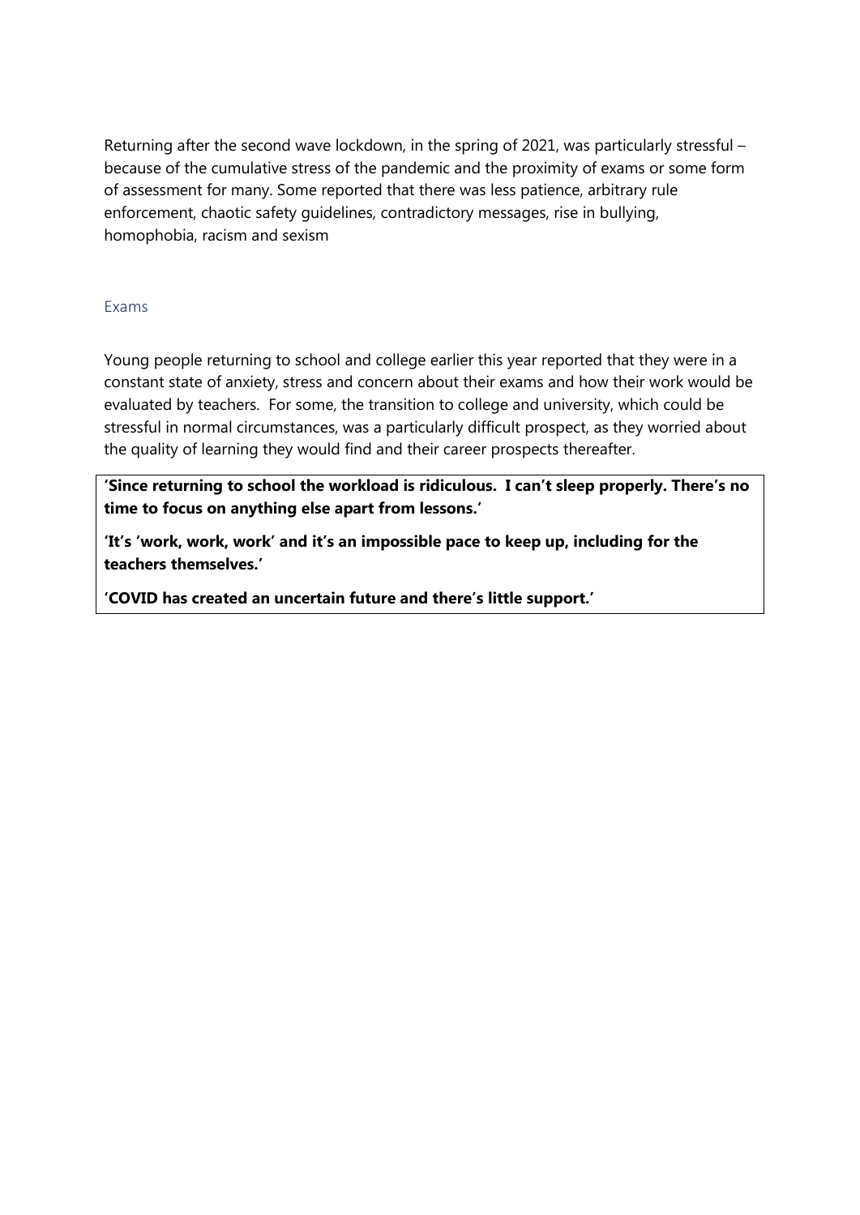Returning after the second wave lockdown, in the spring of 2021, was particularly stressful – because of the cumulative stress of the pandemic and the proximity of exams or some form of assessment for many. Some reported that there was less patience, arbitrary rule enforcement, chaotic safety guidelines, contradictory messages, rise in bullying, homophobia, racism and sexism

### Exams

Young people returning to school and college earlier this year reported that they were in a constant state of anxiety, stress and concern about their exams and how their work would be evaluated by teachers. For some, the transition to college and university, which could be stressful in normal circumstances, was a particularly difficult prospect, as they worried about the quality of learning they would find and their career prospects thereafter.

**'Since returning to school the workload is ridiculous. I can't sleep properly. There's no time to focus on anything else apart from lessons.'**

**'It's 'work, work, work' and it's an impossible pace to keep up, including for the teachers themselves.'**

**'COVID has created an uncertain future and there's little support.'**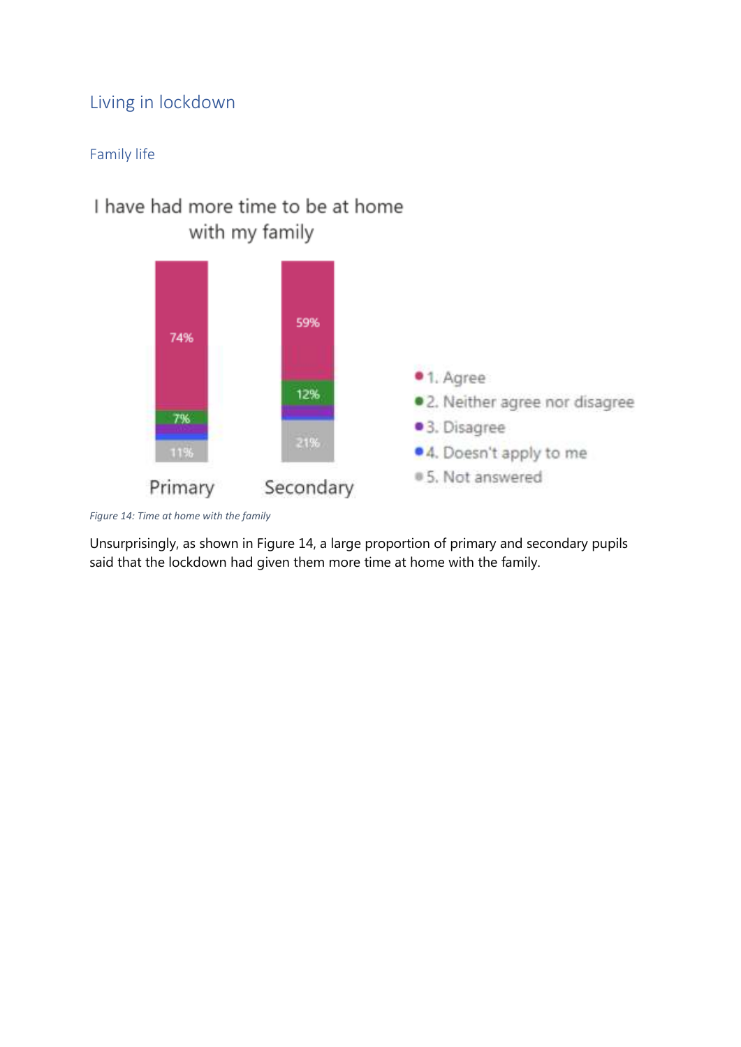# Living in lockdown

## Family life

I have had more time to be at home with my family

| | Primary | Secondary |
|---|---|---|
| 1. Agree | 74% | 59% |
| 2. Neither agree nor disagree | 7% | 12% |
| 3. Disagree | | |
| 4. Doesn't apply to me | | |
| 5. Not answered | 11% | 21% |

*Figure 14: Time at home with the family*

Unsurprisingly, as shown in Figure 14, a large proportion of primary and secondary pupils said that the lockdown had given them more time at home with the family.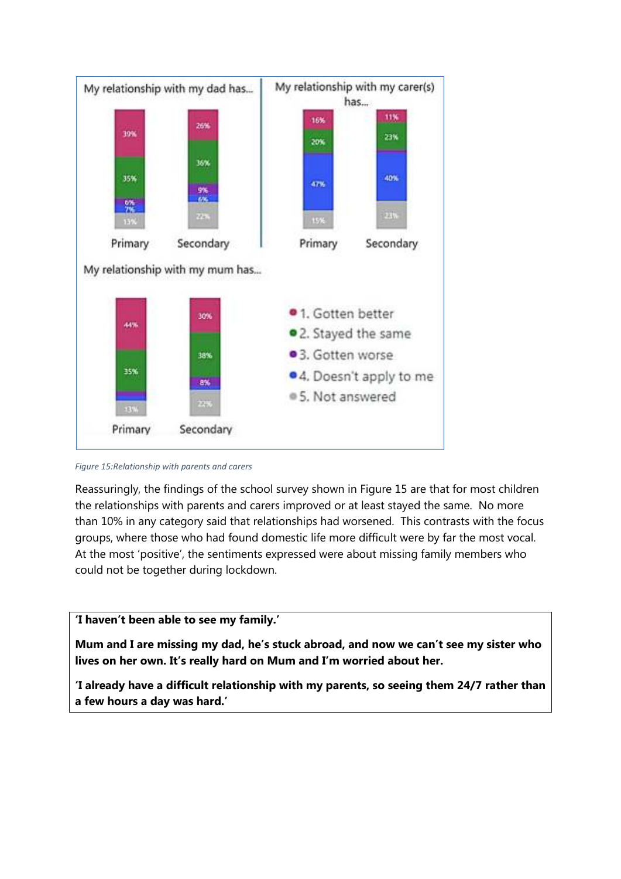My relationship with my dad has...

| | Gotten better | Stayed the same | Gotten worse | Doesn't apply to me | Not answered |
|---|---|---|---|---|---|
| Primary | 39% | 35% | 6% | 7% | 13% |
| Secondary | 26% | 36% | 9% | 6% | 22% |

My relationship with my carer(s) has...

| | Gotten better | Stayed the same | Gotten worse | Doesn't apply to me | Not answered |
|---|---|---|---|---|---|
| Primary | 16% | 20% | | 47% | 15% |
| Secondary | 11% | 23% | | 40% | 23% |

My relationship with my mum has...

| | Gotten better | Stayed the same | Gotten worse | Doesn't apply to me | Not answered |
|---|---|---|---|---|---|
| Primary | 44% | 35% | | | 13% |
| Secondary | 30% | 38% | 8% | | 22% |

- 1. Gotten better
- 2. Stayed the same
- 3. Gotten worse
- 4. Doesn't apply to me
- 5. Not answered

*Figure 15:Relationship with parents and carers*

Reassuringly, the findings of the school survey shown in Figure 15 are that for most children the relationships with parents and carers improved or at least stayed the same. No more than 10% in any category said that relationships had worsened. This contrasts with the focus groups, where those who had found domestic life more difficult were by far the most vocal. At the most 'positive', the sentiments expressed were about missing family members who could not be together during lockdown.

**'I haven't been able to see my family.'**

**Mum and I are missing my dad, he's stuck abroad, and now we can't see my sister who lives on her own. It's really hard on Mum and I'm worried about her.**

**'I already have a difficult relationship with my parents, so seeing them 24/7 rather than a few hours a day was hard.'**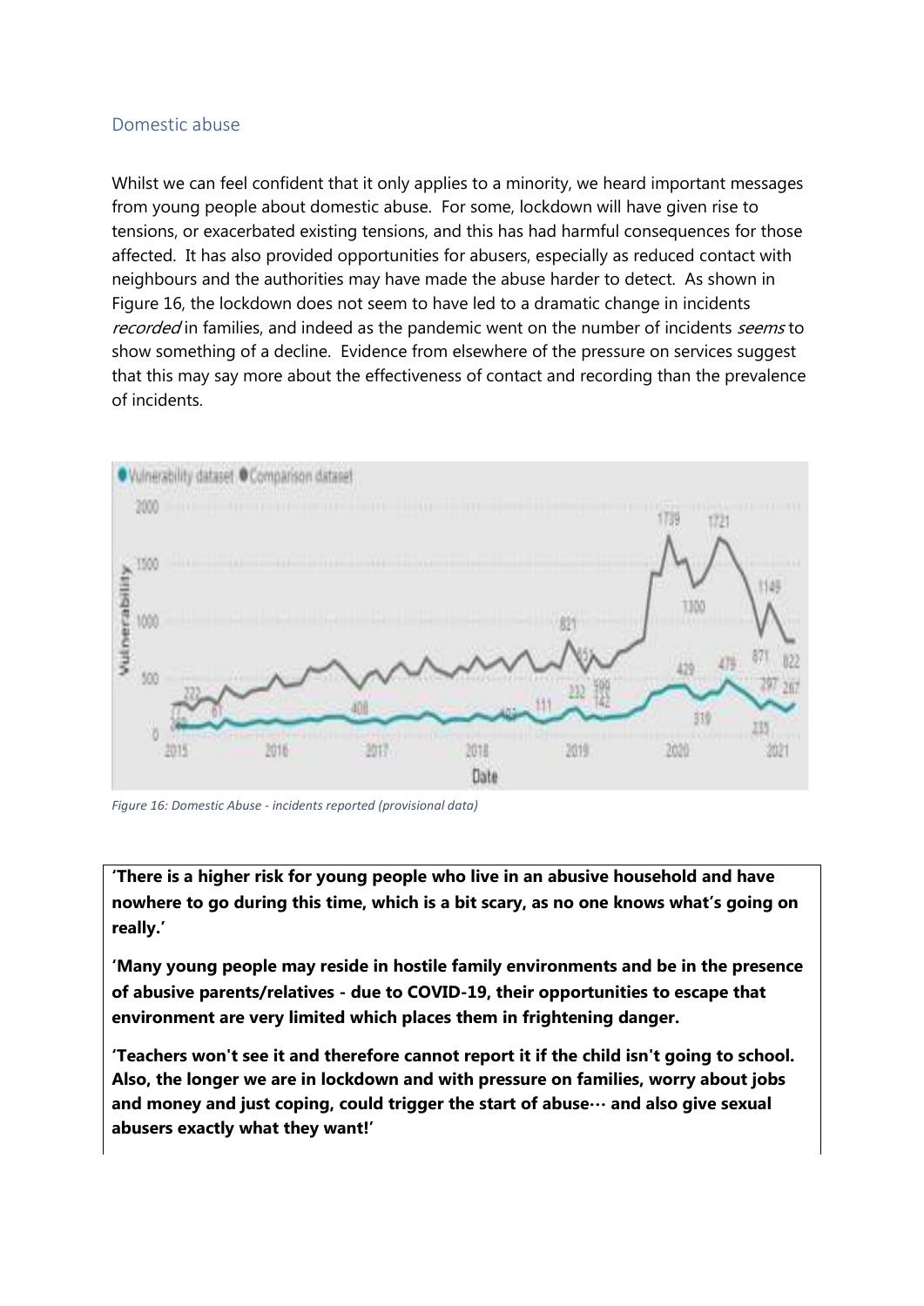## Domestic abuse

Whilst we can feel confident that it only applies to a minority, we heard important messages from young people about domestic abuse. For some, lockdown will have given rise to tensions, or exacerbated existing tensions, and this has had harmful consequences for those affected. It has also provided opportunities for abusers, especially as reduced contact with neighbours and the authorities may have made the abuse harder to detect. As shown in Figure 16, the lockdown does not seem to have led to a dramatic change in incidents *recorded* in families, and indeed as the pandemic went on the number of incidents *seems* to show something of a decline. Evidence from elsewhere of the pressure on services suggest that this may say more about the effectiveness of contact and recording than the prevalence of incidents.

*Figure 16: Domestic Abuse - incidents reported (provisional data)*

**'There is a higher risk for young people who live in an abusive household and have nowhere to go during this time, which is a bit scary, as no one knows what's going on really.'**

**'Many young people may reside in hostile family environments and be in the presence of abusive parents/relatives - due to COVID-19, their opportunities to escape that environment are very limited which places them in frightening danger.**

**'Teachers won't see it and therefore cannot report it if the child isn't going to school. Also, the longer we are in lockdown and with pressure on families, worry about jobs and money and just coping, could trigger the start of abuse… and also give sexual abusers exactly what they want!'**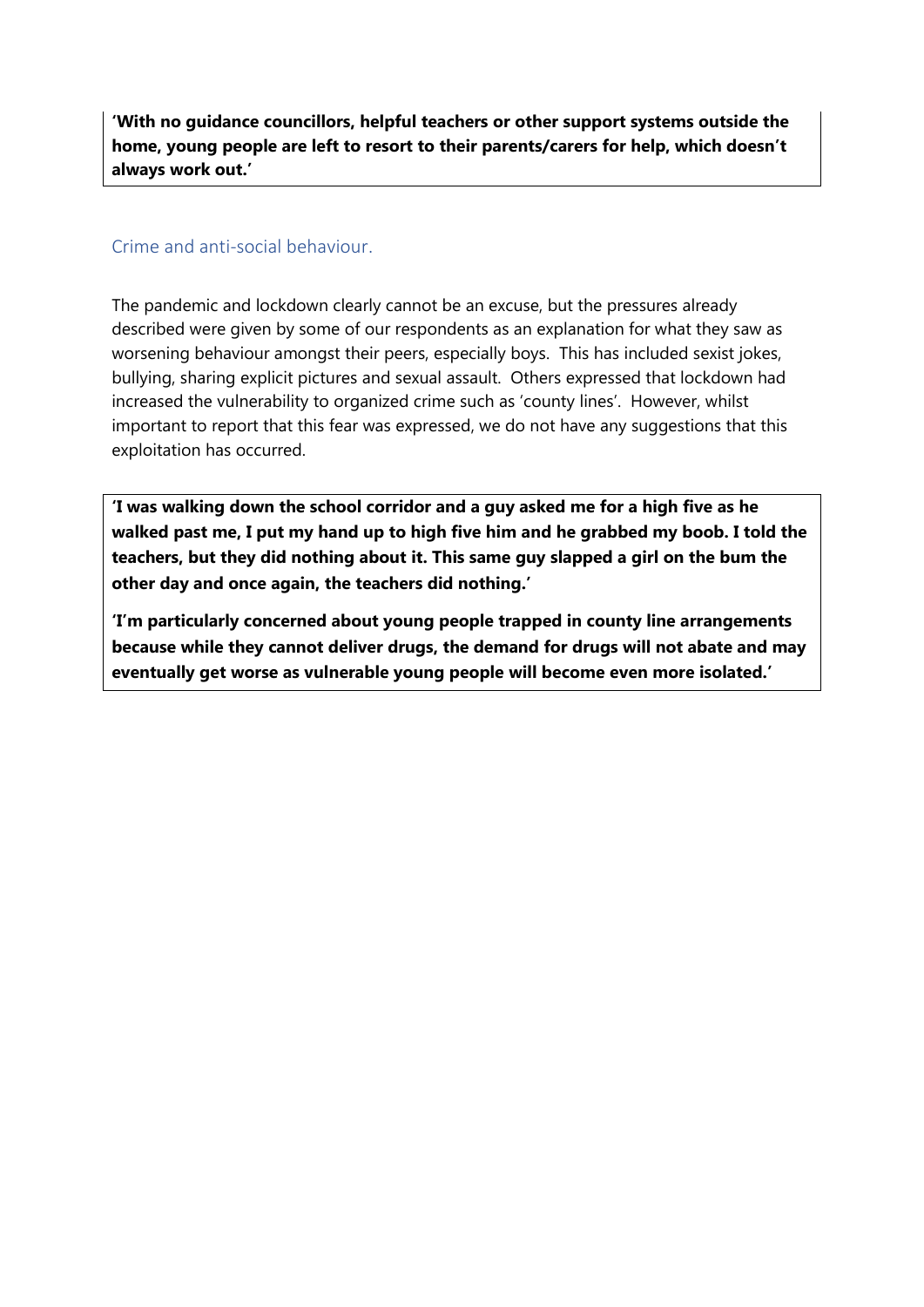**'With no guidance councillors, helpful teachers or other support systems outside the home, young people are left to resort to their parents/carers for help, which doesn't always work out.'**

## Crime and anti-social behaviour.

The pandemic and lockdown clearly cannot be an excuse, but the pressures already described were given by some of our respondents as an explanation for what they saw as worsening behaviour amongst their peers, especially boys. This has included sexist jokes, bullying, sharing explicit pictures and sexual assault. Others expressed that lockdown had increased the vulnerability to organized crime such as 'county lines'. However, whilst important to report that this fear was expressed, we do not have any suggestions that this exploitation has occurred.

**'I was walking down the school corridor and a guy asked me for a high five as he walked past me, I put my hand up to high five him and he grabbed my boob. I told the teachers, but they did nothing about it. This same guy slapped a girl on the bum the other day and once again, the teachers did nothing.'**

**'I'm particularly concerned about young people trapped in county line arrangements because while they cannot deliver drugs, the demand for drugs will not abate and may eventually get worse as vulnerable young people will become even more isolated.'**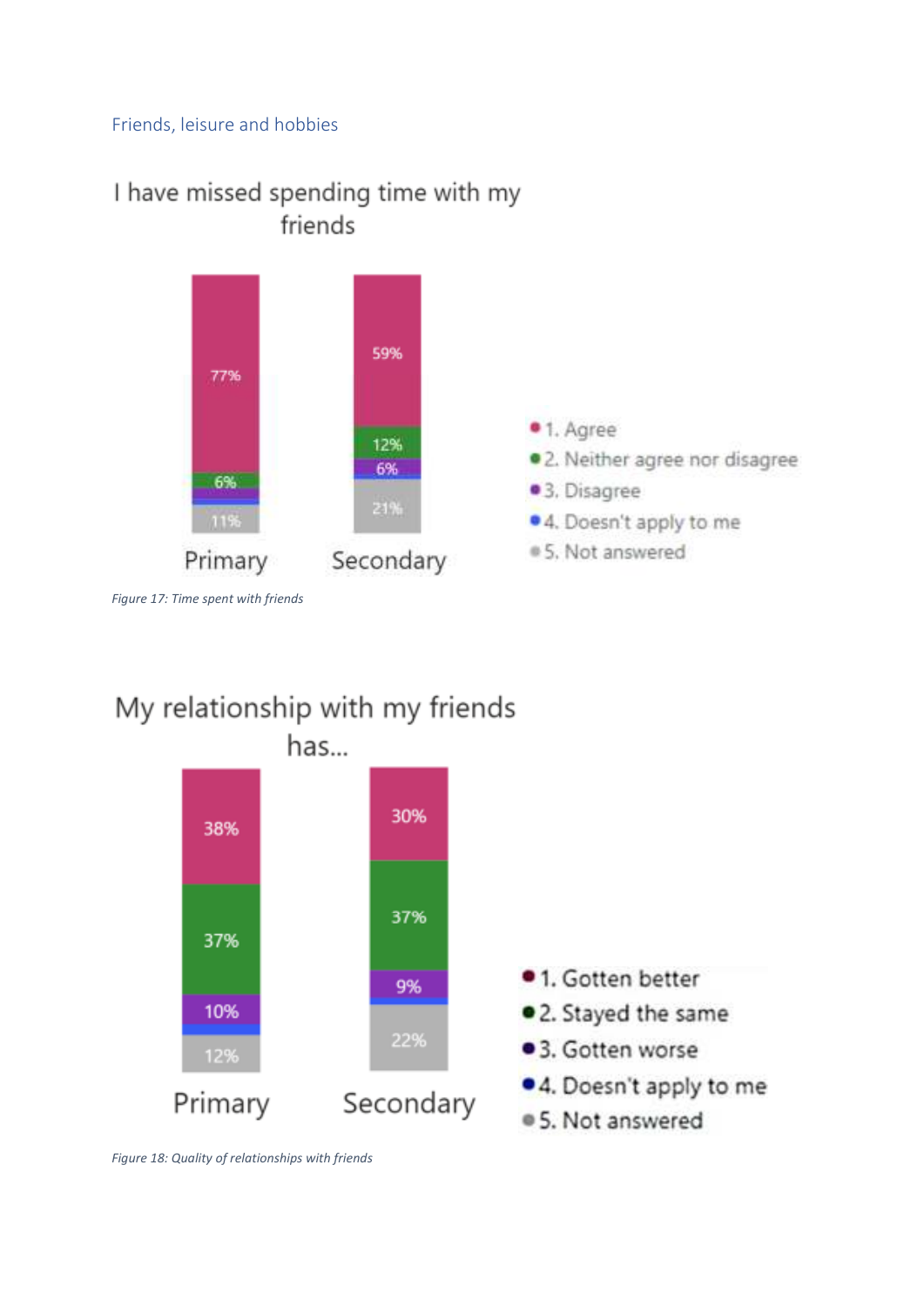## Friends, leisure and hobbies

I have missed spending time with my friends

| | Primary | Secondary |
|---|---|---|
| 1. Agree | 77% | 59% |
| 2. Neither agree nor disagree | 6% | 12% |
| 3. Disagree | | 6% |
| 4. Doesn't apply to me | | |
| 5. Not answered | 11% | 21% |

*Figure 17: Time spent with friends*

My relationship with my friends has...

| | Primary | Secondary |
|---|---|---|
| 1. Gotten better | 38% | 30% |
| 2. Stayed the same | 37% | 37% |
| 3. Gotten worse | 10% | 9% |
| 4. Doesn't apply to me | | |
| 5. Not answered | 12% | 22% |

*Figure 18: Quality of relationships with friends*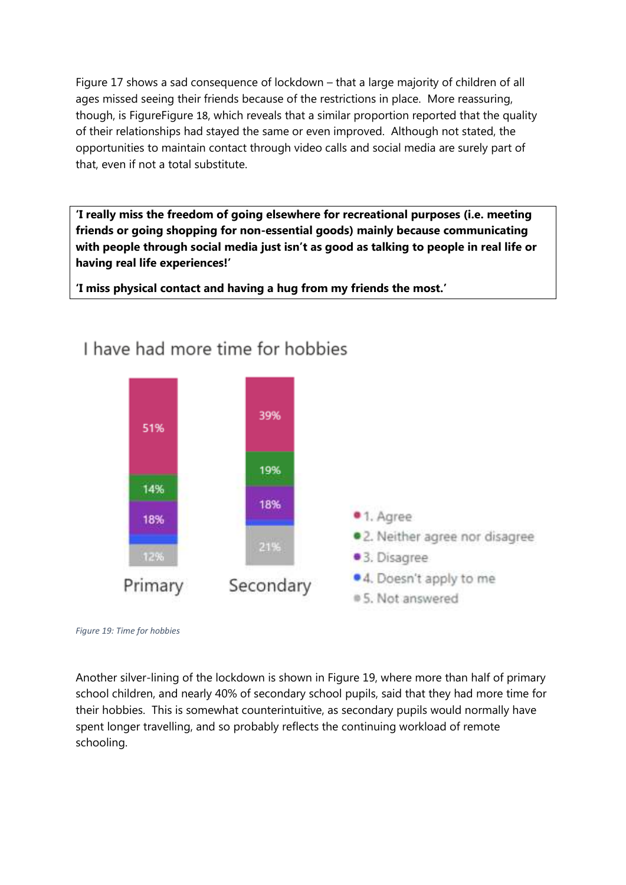Figure 17 shows a sad consequence of lockdown – that a large majority of children of all ages missed seeing their friends because of the restrictions in place. More reassuring, though, is FigureFigure 18, which reveals that a similar proportion reported that the quality of their relationships had stayed the same or even improved. Although not stated, the opportunities to maintain contact through video calls and social media are surely part of that, even if not a total substitute.

> **'I really miss the freedom of going elsewhere for recreational purposes (i.e. meeting friends or going shopping for non-essential goods) mainly because communicating with people through social media just isn't as good as talking to people in real life or having real life experiences!'**
>
> **'I miss physical contact and having a hug from my friends the most.'**

I have had more time for hobbies

| | Primary | Secondary |
|---|---|---|
| 1. Agree | 51% | 39% |
| 2. Neither agree nor disagree | 14% | 19% |
| 3. Disagree | 18% | 18% |
| 4. Doesn't apply to me | | |
| 5. Not answered | 12% | 21% |

*Figure 19: Time for hobbies*

Another silver-lining of the lockdown is shown in Figure 19, where more than half of primary school children, and nearly 40% of secondary school pupils, said that they had more time for their hobbies. This is somewhat counterintuitive, as secondary pupils would normally have spent longer travelling, and so probably reflects the continuing workload of remote schooling.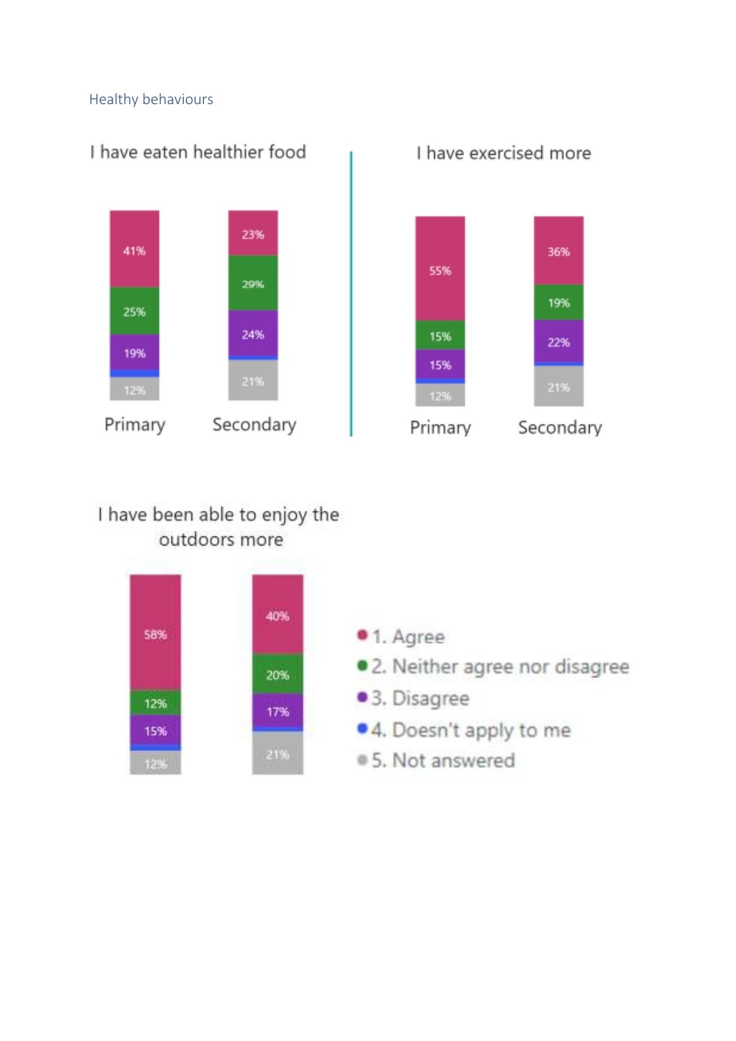## Healthy behaviours

**I have eaten healthier food**

| | Primary | Secondary |
|---|---|---|
| 1. Agree | 41% | 23% |
| 2. Neither agree nor disagree | 25% | 29% |
| 3. Disagree | 19% | 24% |
| 4. Doesn't apply to me | | |
| 5. Not answered | 12% | 21% |

**I have exercised more**

| | Primary | Secondary |
|---|---|---|
| 1. Agree | 55% | 36% |
| 2. Neither agree nor disagree | 15% | 19% |
| 3. Disagree | 15% | 22% |
| 4. Doesn't apply to me | | |
| 5. Not answered | 12% | 21% |

**I have been able to enjoy the outdoors more**

| | Primary | Secondary |
|---|---|---|
| 1. Agree | 58% | 40% |
| 2. Neither agree nor disagree | 12% | 20% |
| 3. Disagree | 15% | 17% |
| 4. Doesn't apply to me | | |
| 5. Not answered | 12% | 21% |

- 1. Agree
- 2. Neither agree nor disagree
- 3. Disagree
- 4. Doesn't apply to me
- 5. Not answered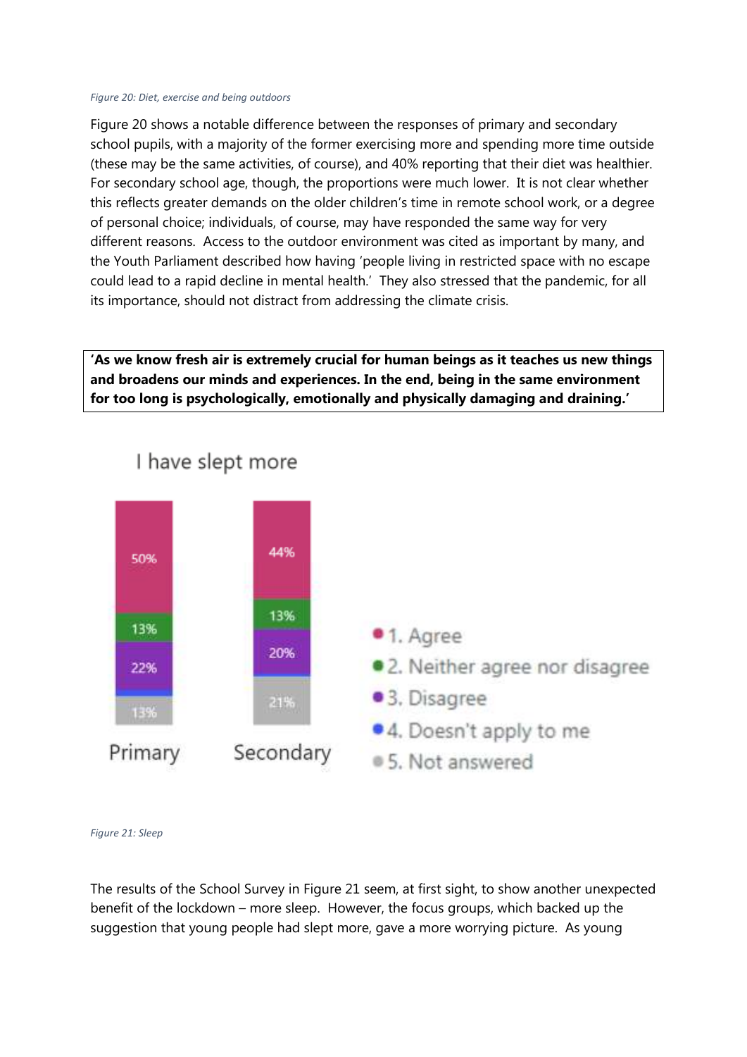*Figure 20: Diet, exercise and being outdoors*

Figure 20 shows a notable difference between the responses of primary and secondary school pupils, with a majority of the former exercising more and spending more time outside (these may be the same activities, of course), and 40% reporting that their diet was healthier. For secondary school age, though, the proportions were much lower. It is not clear whether this reflects greater demands on the older children's time in remote school work, or a degree of personal choice; individuals, of course, may have responded the same way for very different reasons. Access to the outdoor environment was cited as important by many, and the Youth Parliament described how having 'people living in restricted space with no escape could lead to a rapid decline in mental health.' They also stressed that the pandemic, for all its importance, should not distract from addressing the climate crisis.

> **'As we know fresh air is extremely crucial for human beings as it teaches us new things and broadens our minds and experiences. In the end, being in the same environment for too long is psychologically, emotionally and physically damaging and draining.'**

I have slept more

| | Primary | Secondary |
|---|---|---|
| 1. Agree | 50% | 44% |
| 2. Neither agree nor disagree | 13% | 13% |
| 3. Disagree | 22% | 20% |
| 4. Doesn't apply to me | | |
| 5. Not answered | 13% | 21% |

*Figure 21: Sleep*

The results of the School Survey in Figure 21 seem, at first sight, to show another unexpected benefit of the lockdown – more sleep. However, the focus groups, which backed up the suggestion that young people had slept more, gave a more worrying picture. As young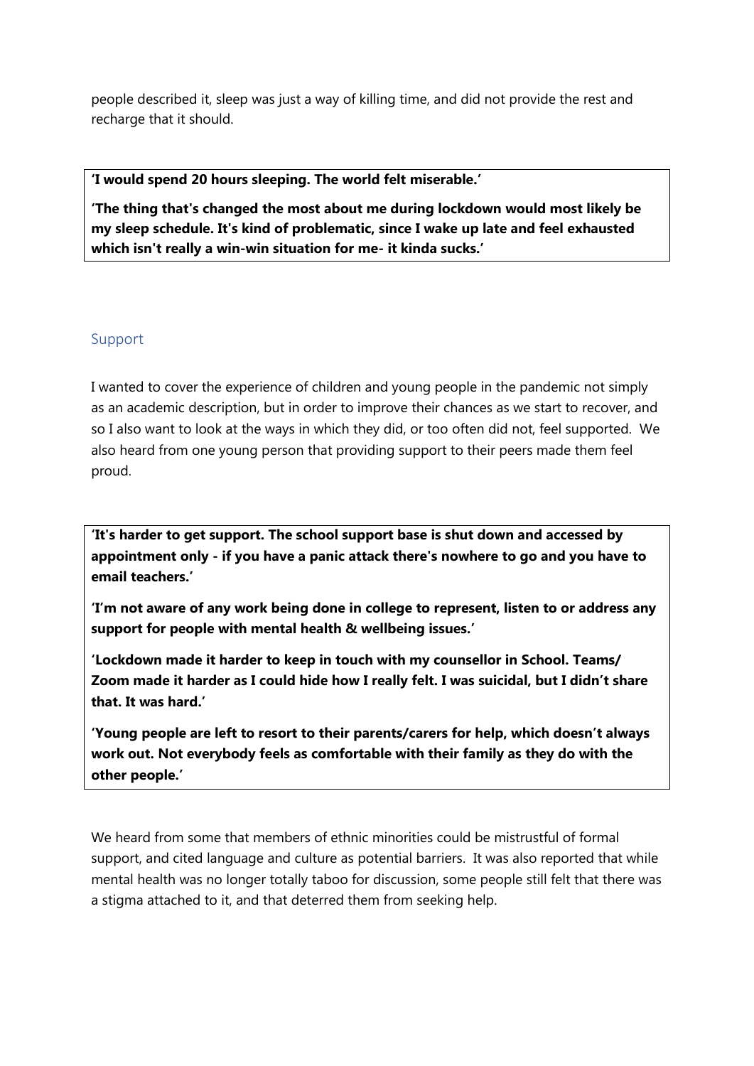people described it, sleep was just a way of killing time, and did not provide the rest and recharge that it should.

**'I would spend 20 hours sleeping. The world felt miserable.'**

**'The thing that's changed the most about me during lockdown would most likely be my sleep schedule. It's kind of problematic, since I wake up late and feel exhausted which isn't really a win-win situation for me- it kinda sucks.'**

## Support

I wanted to cover the experience of children and young people in the pandemic not simply as an academic description, but in order to improve their chances as we start to recover, and so I also want to look at the ways in which they did, or too often did not, feel supported. We also heard from one young person that providing support to their peers made them feel proud.

**'It's harder to get support. The school support base is shut down and accessed by appointment only - if you have a panic attack there's nowhere to go and you have to email teachers.'**

**'I'm not aware of any work being done in college to represent, listen to or address any support for people with mental health & wellbeing issues.'**

**'Lockdown made it harder to keep in touch with my counsellor in School. Teams/ Zoom made it harder as I could hide how I really felt. I was suicidal, but I didn't share that. It was hard.'**

**'Young people are left to resort to their parents/carers for help, which doesn't always work out. Not everybody feels as comfortable with their family as they do with the other people.'**

We heard from some that members of ethnic minorities could be mistrustful of formal support, and cited language and culture as potential barriers. It was also reported that while mental health was no longer totally taboo for discussion, some people still felt that there was a stigma attached to it, and that deterred them from seeking help.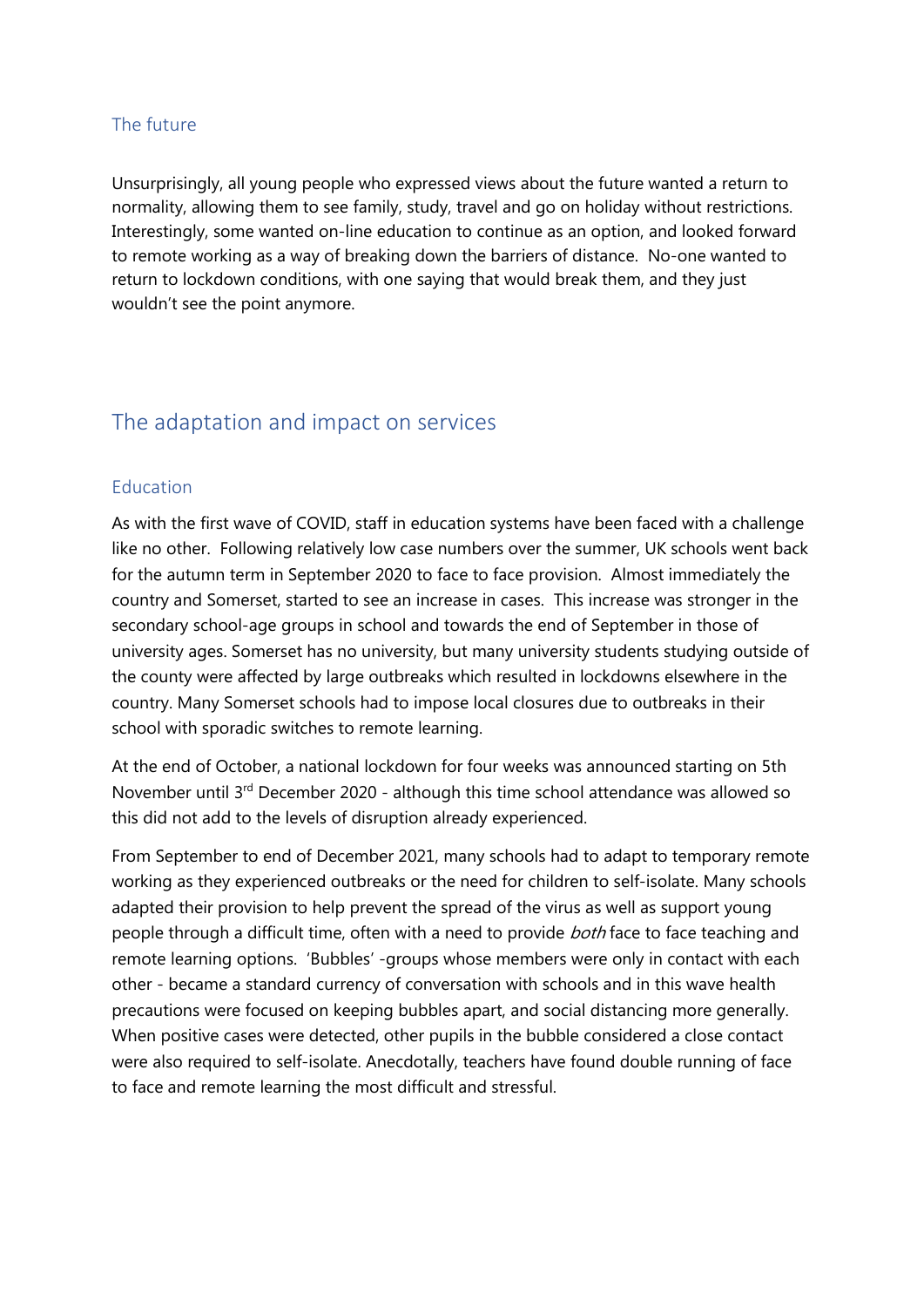### The future

Unsurprisingly, all young people who expressed views about the future wanted a return to normality, allowing them to see family, study, travel and go on holiday without restrictions. Interestingly, some wanted on-line education to continue as an option, and looked forward to remote working as a way of breaking down the barriers of distance. No-one wanted to return to lockdown conditions, with one saying that would break them, and they just wouldn't see the point anymore.

## The adaptation and impact on services

### Education

As with the first wave of COVID, staff in education systems have been faced with a challenge like no other. Following relatively low case numbers over the summer, UK schools went back for the autumn term in September 2020 to face to face provision. Almost immediately the country and Somerset, started to see an increase in cases. This increase was stronger in the secondary school-age groups in school and towards the end of September in those of university ages. Somerset has no university, but many university students studying outside of the county were affected by large outbreaks which resulted in lockdowns elsewhere in the country. Many Somerset schools had to impose local closures due to outbreaks in their school with sporadic switches to remote learning.

At the end of October, a national lockdown for four weeks was announced starting on 5th November until 3rd December 2020 - although this time school attendance was allowed so this did not add to the levels of disruption already experienced.

From September to end of December 2021, many schools had to adapt to temporary remote working as they experienced outbreaks or the need for children to self-isolate. Many schools adapted their provision to help prevent the spread of the virus as well as support young people through a difficult time, often with a need to provide *both* face to face teaching and remote learning options. 'Bubbles' -groups whose members were only in contact with each other - became a standard currency of conversation with schools and in this wave health precautions were focused on keeping bubbles apart, and social distancing more generally. When positive cases were detected, other pupils in the bubble considered a close contact were also required to self-isolate. Anecdotally, teachers have found double running of face to face and remote learning the most difficult and stressful.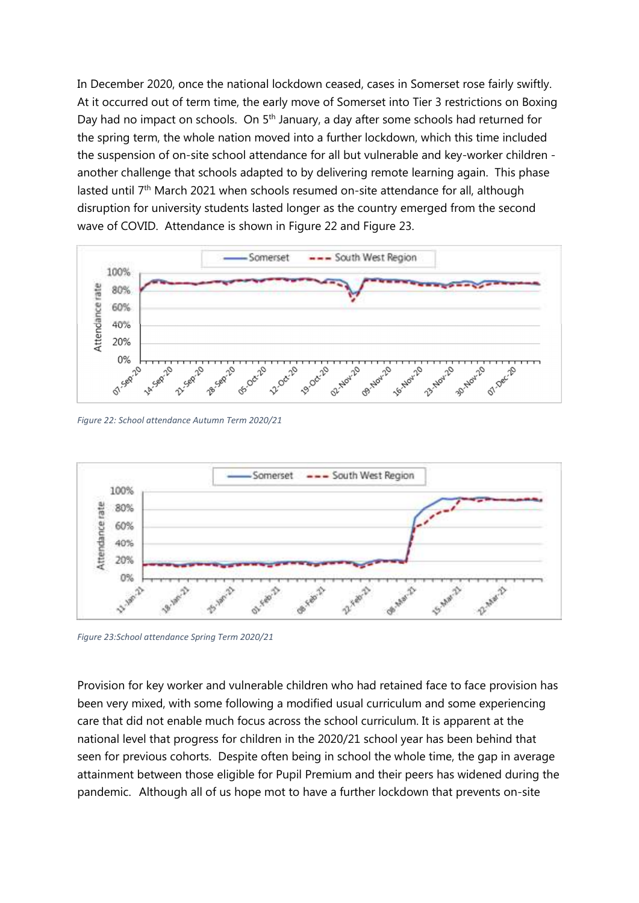In December 2020, once the national lockdown ceased, cases in Somerset rose fairly swiftly. At it occurred out of term time, the early move of Somerset into Tier 3 restrictions on Boxing Day had no impact on schools. On 5th January, a day after some schools had returned for the spring term, the whole nation moved into a further lockdown, which this time included the suspension of on-site school attendance for all but vulnerable and key-worker children - another challenge that schools adapted to by delivering remote learning again. This phase lasted until 7th March 2021 when schools resumed on-site attendance for all, although disruption for university students lasted longer as the country emerged from the second wave of COVID. Attendance is shown in Figure 22 and Figure 23.

*Figure 22: School attendance Autumn Term 2020/21*

*Figure 23:School attendance Spring Term 2020/21*

Provision for key worker and vulnerable children who had retained face to face provision has been very mixed, with some following a modified usual curriculum and some experiencing care that did not enable much focus across the school curriculum. It is apparent at the national level that progress for children in the 2020/21 school year has been behind that seen for previous cohorts. Despite often being in school the whole time, the gap in average attainment between those eligible for Pupil Premium and their peers has widened during the pandemic. Although all of us hope mot to have a further lockdown that prevents on-site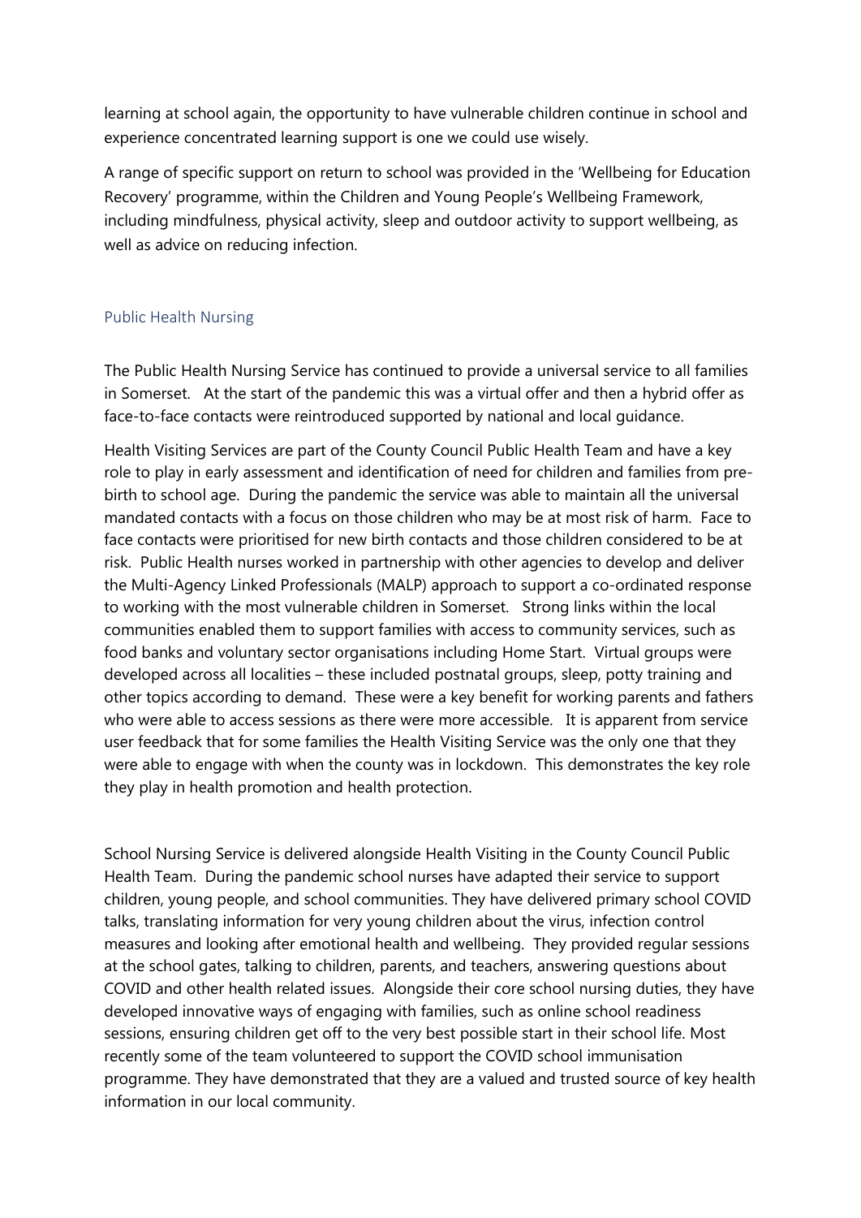learning at school again, the opportunity to have vulnerable children continue in school and experience concentrated learning support is one we could use wisely.

A range of specific support on return to school was provided in the 'Wellbeing for Education Recovery' programme, within the Children and Young People's Wellbeing Framework, including mindfulness, physical activity, sleep and outdoor activity to support wellbeing, as well as advice on reducing infection.

### Public Health Nursing

The Public Health Nursing Service has continued to provide a universal service to all families in Somerset. At the start of the pandemic this was a virtual offer and then a hybrid offer as face-to-face contacts were reintroduced supported by national and local guidance.

Health Visiting Services are part of the County Council Public Health Team and have a key role to play in early assessment and identification of need for children and families from pre-birth to school age. During the pandemic the service was able to maintain all the universal mandated contacts with a focus on those children who may be at most risk of harm. Face to face contacts were prioritised for new birth contacts and those children considered to be at risk. Public Health nurses worked in partnership with other agencies to develop and deliver the Multi-Agency Linked Professionals (MALP) approach to support a co-ordinated response to working with the most vulnerable children in Somerset. Strong links within the local communities enabled them to support families with access to community services, such as food banks and voluntary sector organisations including Home Start. Virtual groups were developed across all localities – these included postnatal groups, sleep, potty training and other topics according to demand. These were a key benefit for working parents and fathers who were able to access sessions as there were more accessible. It is apparent from service user feedback that for some families the Health Visiting Service was the only one that they were able to engage with when the county was in lockdown. This demonstrates the key role they play in health promotion and health protection.

School Nursing Service is delivered alongside Health Visiting in the County Council Public Health Team. During the pandemic school nurses have adapted their service to support children, young people, and school communities. They have delivered primary school COVID talks, translating information for very young children about the virus, infection control measures and looking after emotional health and wellbeing. They provided regular sessions at the school gates, talking to children, parents, and teachers, answering questions about COVID and other health related issues. Alongside their core school nursing duties, they have developed innovative ways of engaging with families, such as online school readiness sessions, ensuring children get off to the very best possible start in their school life. Most recently some of the team volunteered to support the COVID school immunisation programme. They have demonstrated that they are a valued and trusted source of key health information in our local community.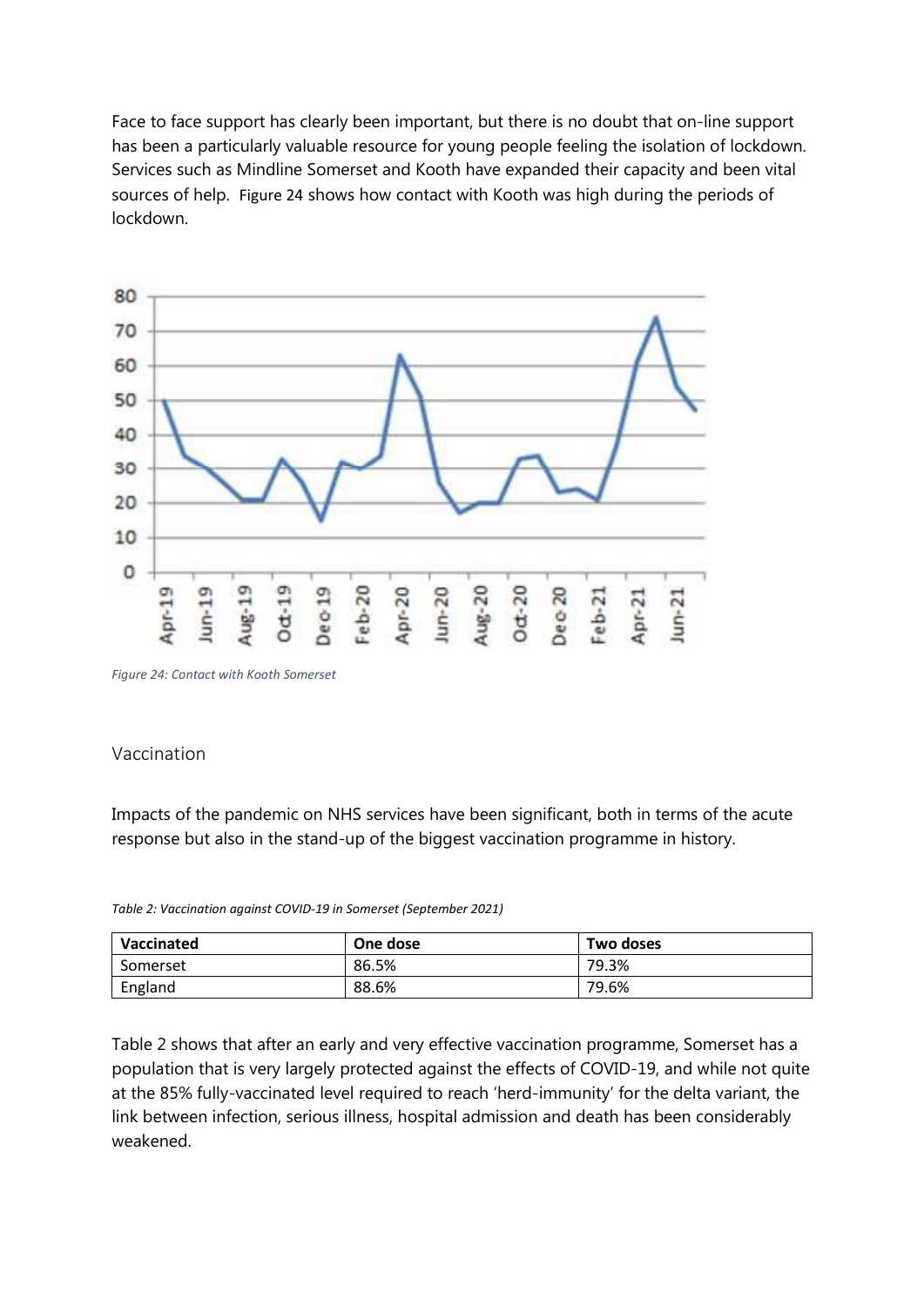Face to face support has clearly been important, but there is no doubt that on-line support has been a particularly valuable resource for young people feeling the isolation of lockdown. Services such as Mindline Somerset and Kooth have expanded their capacity and been vital sources of help. Figure 24 shows how contact with Kooth was high during the periods of lockdown.

*Figure 24: Contact with Kooth Somerset*

## Vaccination

Impacts of the pandemic on NHS services have been significant, both in terms of the acute response but also in the stand-up of the biggest vaccination programme in history.

*Table 2: Vaccination against COVID-19 in Somerset (September 2021)*

| Vaccinated | One dose | Two doses |
|---|---|---|
| Somerset | 86.5% | 79.3% |
| England | 88.6% | 79.6% |

Table 2 shows that after an early and very effective vaccination programme, Somerset has a population that is very largely protected against the effects of COVID-19, and while not quite at the 85% fully-vaccinated level required to reach 'herd-immunity' for the delta variant, the link between infection, serious illness, hospital admission and death has been considerably weakened.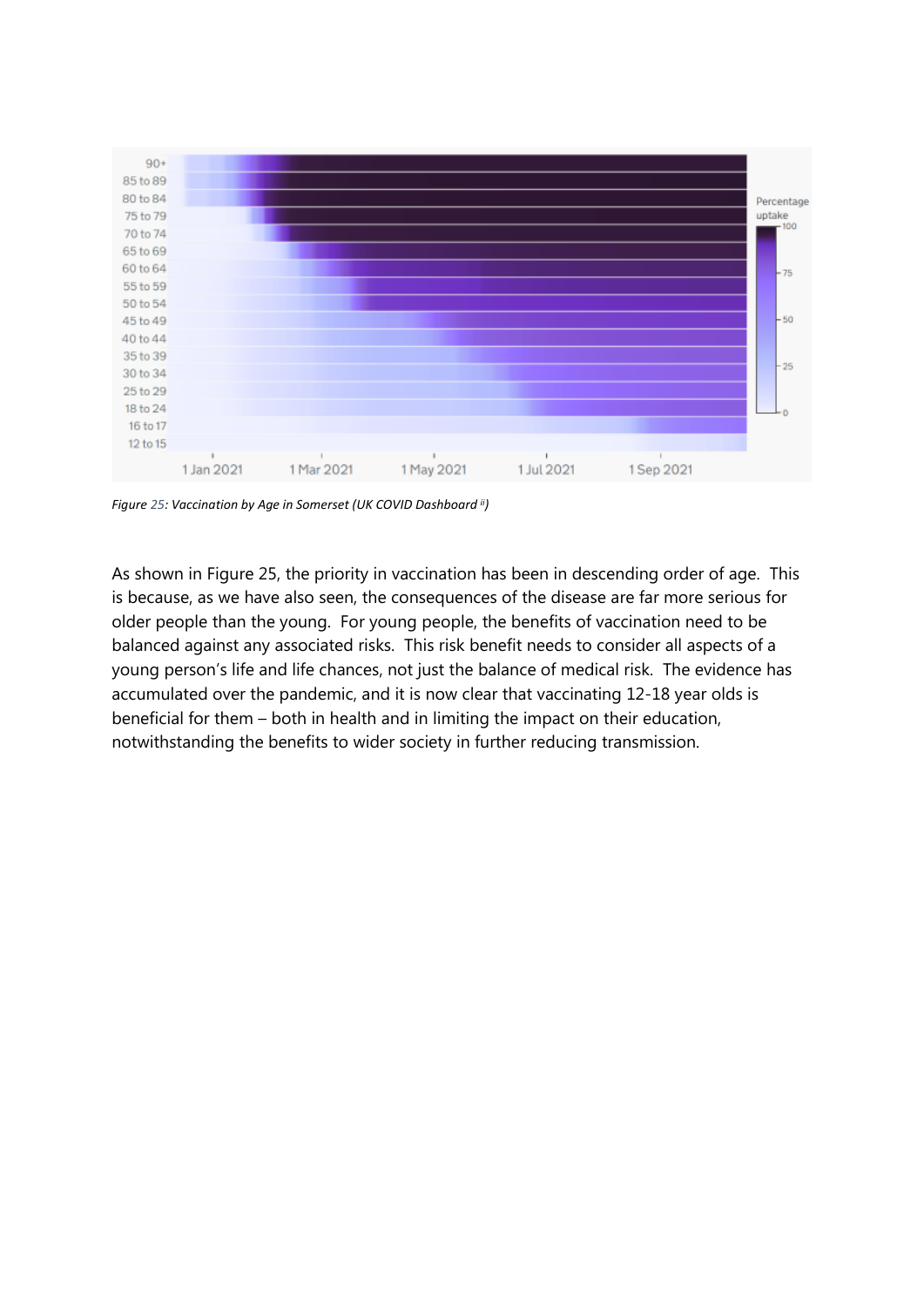*Figure 25: Vaccination by Age in Somerset (UK COVID Dashboard [ii])*

As shown in Figure 25, the priority in vaccination has been in descending order of age. This is because, as we have also seen, the consequences of the disease are far more serious for older people than the young. For young people, the benefits of vaccination need to be balanced against any associated risks. This risk benefit needs to consider all aspects of a young person's life and life chances, not just the balance of medical risk. The evidence has accumulated over the pandemic, and it is now clear that vaccinating 12-18 year olds is beneficial for them – both in health and in limiting the impact on their education, notwithstanding the benefits to wider society in further reducing transmission.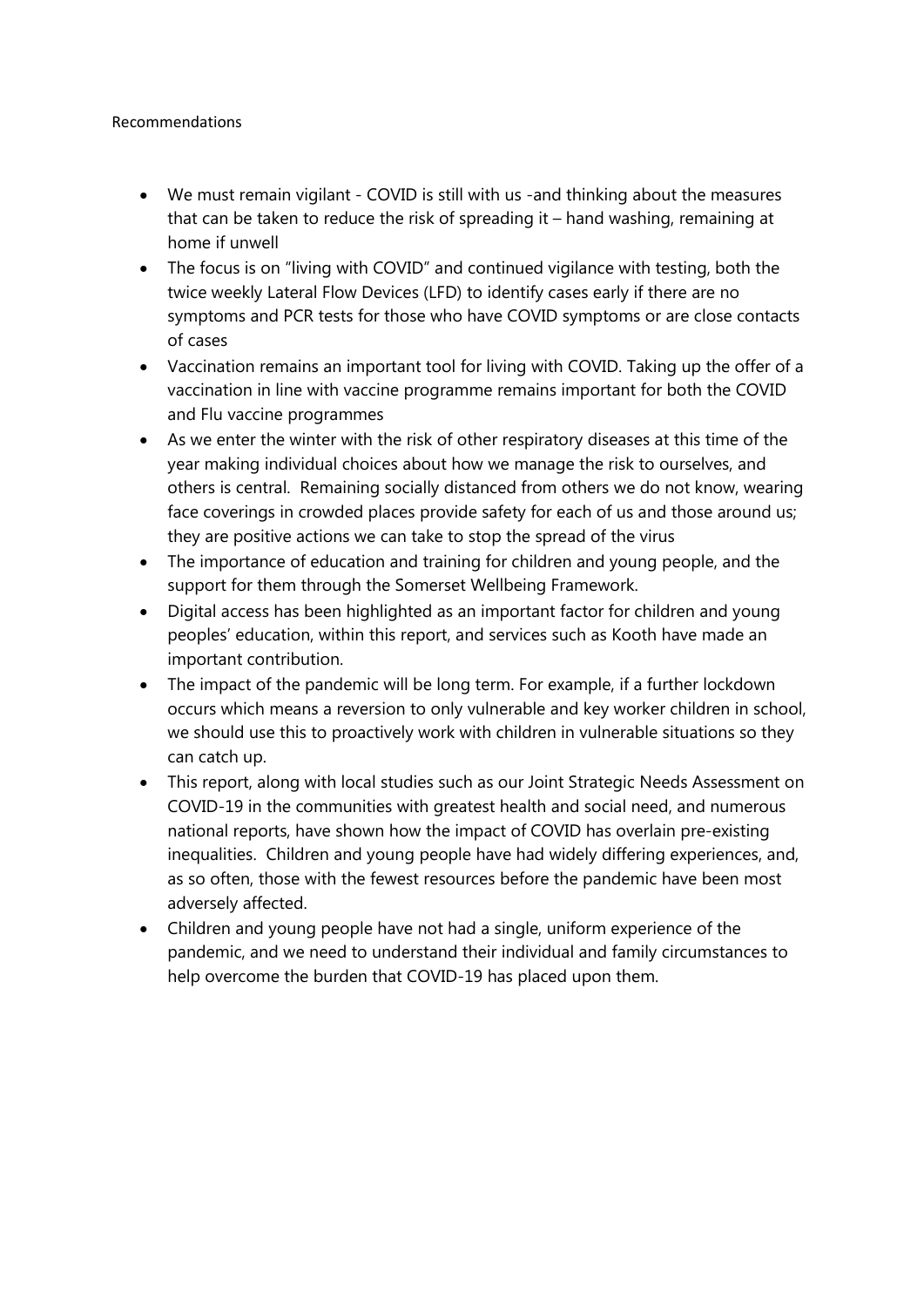Recommendations

- We must remain vigilant - COVID is still with us -and thinking about the measures that can be taken to reduce the risk of spreading it – hand washing, remaining at home if unwell
- The focus is on "living with COVID" and continued vigilance with testing, both the twice weekly Lateral Flow Devices (LFD) to identify cases early if there are no symptoms and PCR tests for those who have COVID symptoms or are close contacts of cases
- Vaccination remains an important tool for living with COVID. Taking up the offer of a vaccination in line with vaccine programme remains important for both the COVID and Flu vaccine programmes
- As we enter the winter with the risk of other respiratory diseases at this time of the year making individual choices about how we manage the risk to ourselves, and others is central. Remaining socially distanced from others we do not know, wearing face coverings in crowded places provide safety for each of us and those around us; they are positive actions we can take to stop the spread of the virus
- The importance of education and training for children and young people, and the support for them through the Somerset Wellbeing Framework.
- Digital access has been highlighted as an important factor for children and young peoples' education, within this report, and services such as Kooth have made an important contribution.
- The impact of the pandemic will be long term. For example, if a further lockdown occurs which means a reversion to only vulnerable and key worker children in school, we should use this to proactively work with children in vulnerable situations so they can catch up.
- This report, along with local studies such as our Joint Strategic Needs Assessment on COVID-19 in the communities with greatest health and social need, and numerous national reports, have shown how the impact of COVID has overlain pre-existing inequalities. Children and young people have had widely differing experiences, and, as so often, those with the fewest resources before the pandemic have been most adversely affected.
- Children and young people have not had a single, uniform experience of the pandemic, and we need to understand their individual and family circumstances to help overcome the burden that COVID-19 has placed upon them.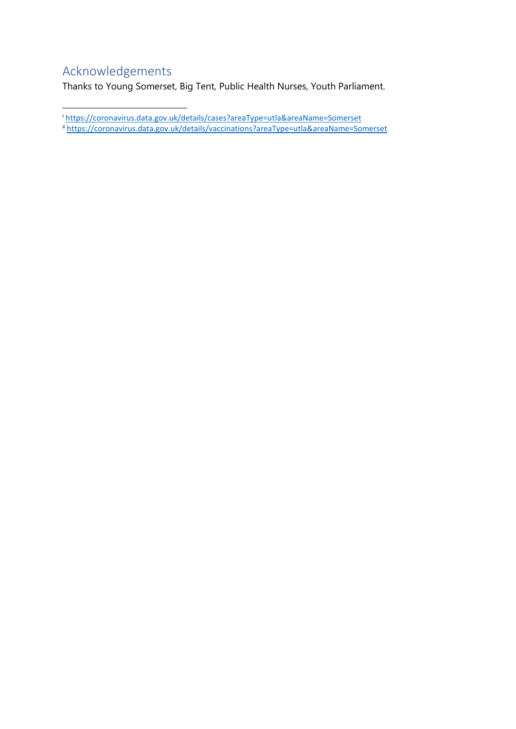## Acknowledgements

Thanks to Young Somerset, Big Tent, Public Health Nurses, Youth Parliament.

---

[i] https://coronavirus.data.gov.uk/details/cases?areaType=utla&areaName=Somerset

[ii] https://coronavirus.data.gov.uk/details/vaccinations?areaType=utla&areaName=Somerset